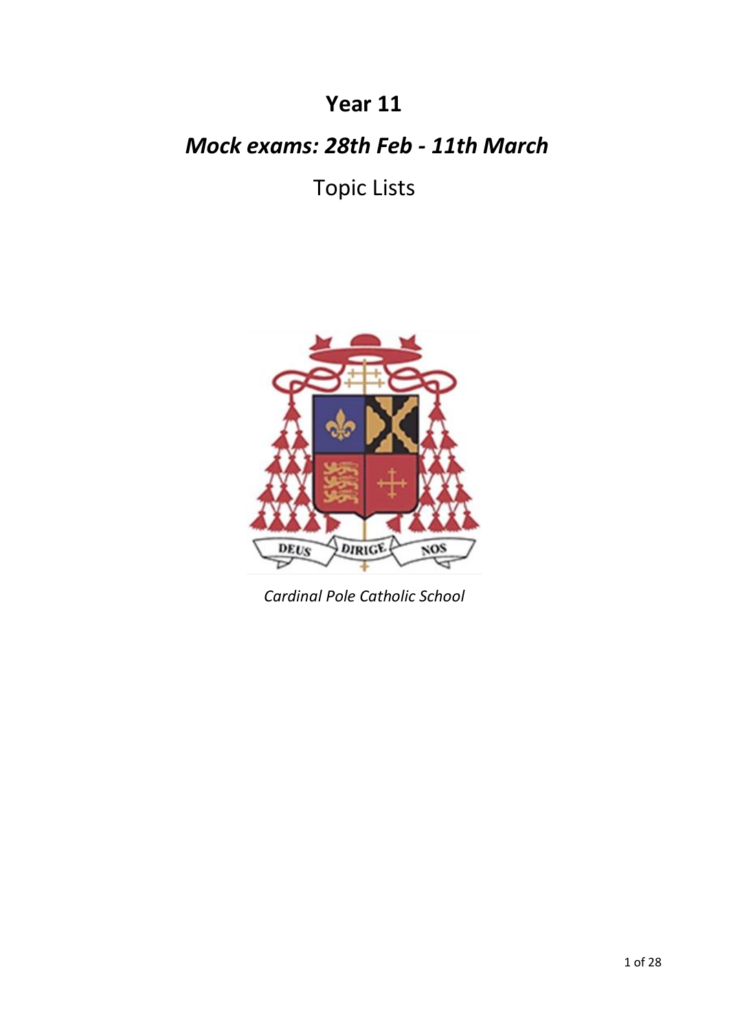# Year 11

## *Mock exams: 28th Feb - 11th March*

Topic Lists

*Cardinal Pole Catholic School*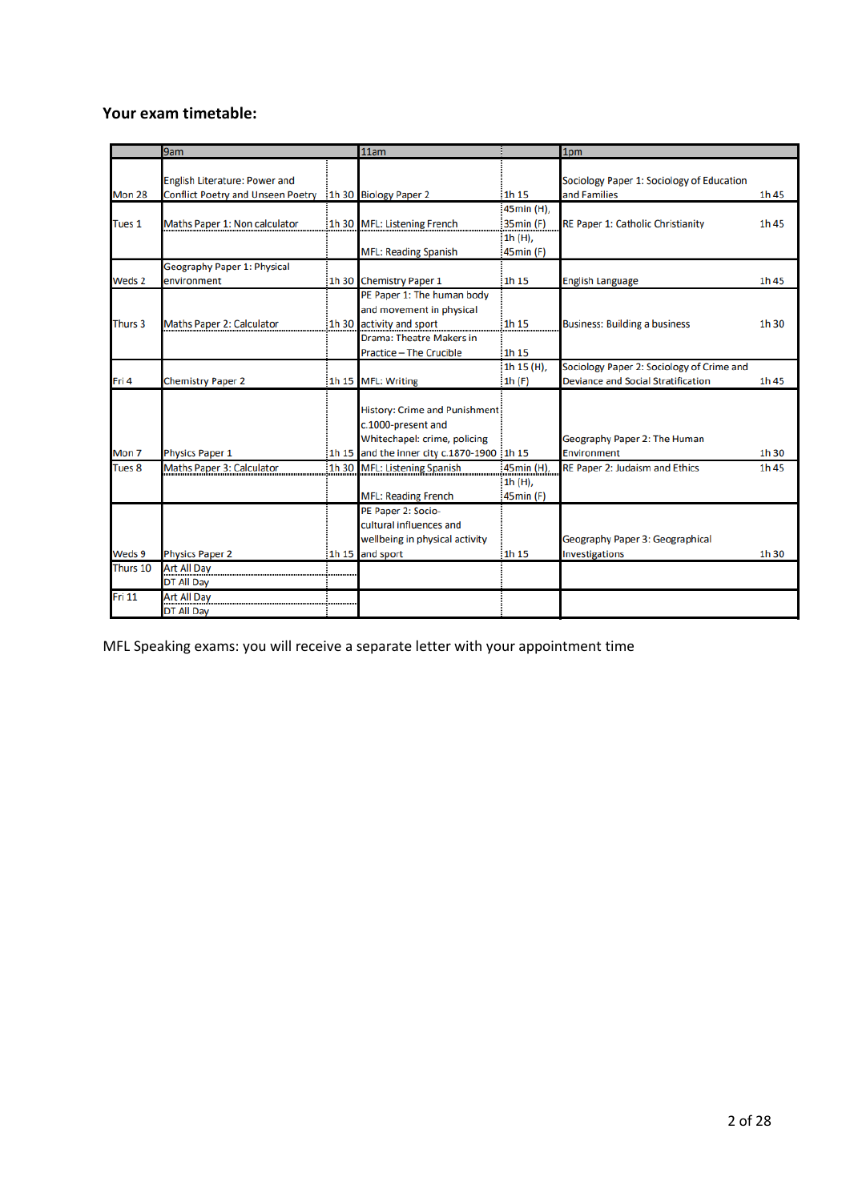**Your exam timetable:**

| | 9am | | 11am | | 1pm | |
|---|---|---|---|---|---|---|
| Mon 28 | English Literature: Power and Conflict Poetry and Unseen Poetry | 1h 30 | Biology Paper 2 | 1h 15 | Sociology Paper 1: Sociology of Education and Families | 1h 45 |
| Tues 1 | Maths Paper 1: Non calculator | 1h 30 | MFL: Listening French | 45min (H), 35min (F) | RE Paper 1: Catholic Christianity | 1h 45 |
| | | | MFL: Reading Spanish | 1h (H), 45min (F) | | |
| Weds 2 | Geography Paper 1: Physical environment | 1h 30 | Chemistry Paper 1 | 1h 15 | English Language | 1h 45 |
| Thurs 3 | Maths Paper 2: Calculator | 1h 30 | PE Paper 1: The human body and movement in physical activity and sport | 1h 15 | Business: Building a business | 1h 30 |
| | | | Drama: Theatre Makers in Practice – The Crucible | 1h 15 | | |
| Fri 4 | Chemistry Paper 2 | 1h 15 | MFL: Writing | 1h 15 (H), 1h (F) | Sociology Paper 2: Sociology of Crime and Deviance and Social Stratification | 1h 45 |
| Mon 7 | Physics Paper 1 | 1h 15 | History: Crime and Punishment c.1000-present and Whitechapel: crime, policing and the inner city c.1870-1900 | 1h 15 | Geography Paper 2: The Human Environment | 1h 30 |
| Tues 8 | Maths Paper 3: Calculator | 1h 30 | MFL: Listening Spanish | 45min (H), | RE Paper 2: Judaism and Ethics | 1h 45 |
| | | | MFL: Reading French | 1h (H), 45min (F) | | |
| Weds 9 | Physics Paper 2 | 1h 15 | PE Paper 2: Socio-cultural influences and wellbeing in physical activity and sport | 1h 15 | Geography Paper 3: Geographical Investigations | 1h 30 |
| Thurs 10 | Art All Day | | | | | |
| | DT All Day | | | | | |
| Fri 11 | Art All Day | | | | | |
| | DT All Day | | | | | |

MFL Speaking exams: you will receive a separate letter with your appointment time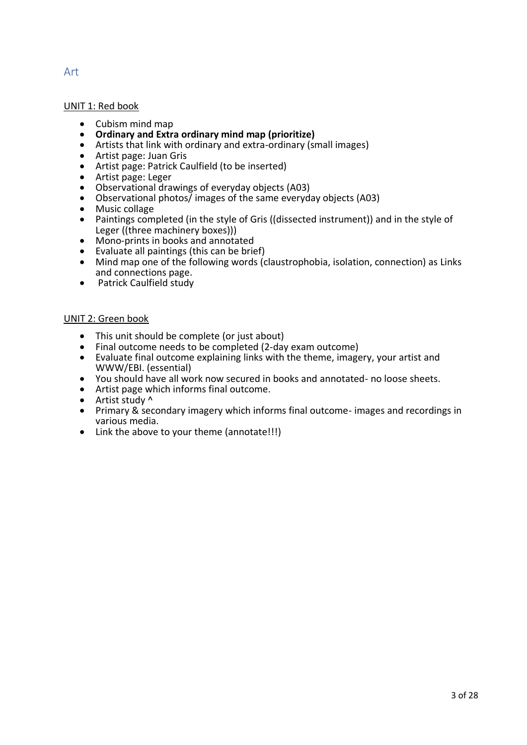## Art

UNIT 1: Red book

- Cubism mind map
- **Ordinary and Extra ordinary mind map (prioritize)**
- Artists that link with ordinary and extra-ordinary (small images)
- Artist page: Juan Gris
- Artist page: Patrick Caulfield (to be inserted)
- Artist page: Leger
- Observational drawings of everyday objects (A03)
- Observational photos/ images of the same everyday objects (A03)
- Music collage
- Paintings completed (in the style of Gris ((dissected instrument)) and in the style of Leger ((three machinery boxes)))
- Mono-prints in books and annotated
- Evaluate all paintings (this can be brief)
- Mind map one of the following words (claustrophobia, isolation, connection) as Links and connections page.
- Patrick Caulfield study

UNIT 2: Green book

- This unit should be complete (or just about)
- Final outcome needs to be completed (2-day exam outcome)
- Evaluate final outcome explaining links with the theme, imagery, your artist and WWW/EBI. (essential)
- You should have all work now secured in books and annotated- no loose sheets.
- Artist page which informs final outcome.
- Artist study ^
- Primary & secondary imagery which informs final outcome- images and recordings in various media.
- Link the above to your theme (annotate!!!)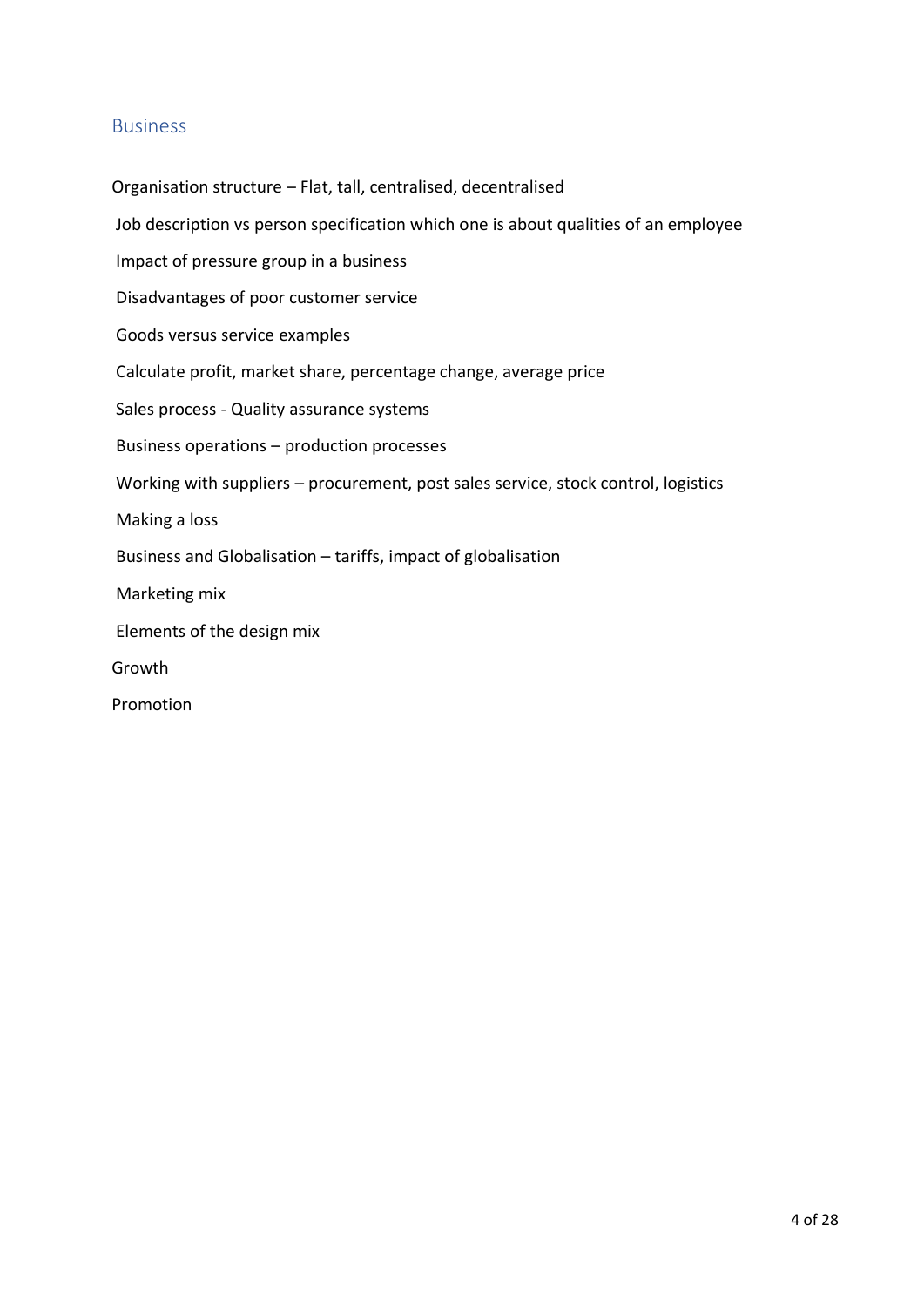## Business

Organisation structure – Flat, tall, centralised, decentralised

Job description vs person specification which one is about qualities of an employee

Impact of pressure group in a business

Disadvantages of poor customer service

Goods versus service examples

Calculate profit, market share, percentage change, average price

Sales process - Quality assurance systems

Business operations – production processes

Working with suppliers – procurement, post sales service, stock control, logistics

Making a loss

Business and Globalisation – tariffs, impact of globalisation

Marketing mix

Elements of the design mix

Growth

Promotion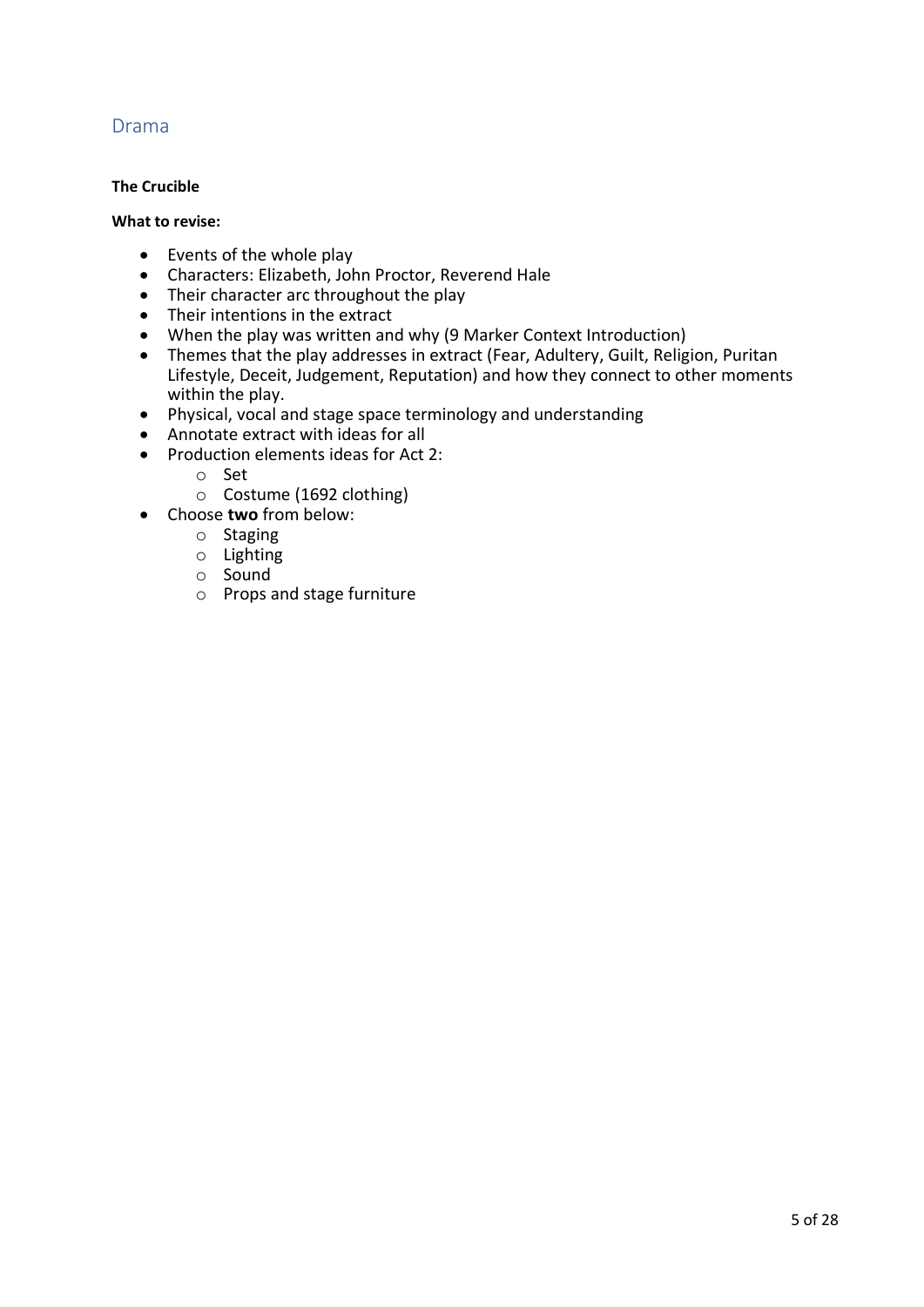## Drama

**The Crucible**

**What to revise:**

- Events of the whole play
- Characters: Elizabeth, John Proctor, Reverend Hale
- Their character arc throughout the play
- Their intentions in the extract
- When the play was written and why (9 Marker Context Introduction)
- Themes that the play addresses in extract (Fear, Adultery, Guilt, Religion, Puritan Lifestyle, Deceit, Judgement, Reputation) and how they connect to other moments within the play.
- Physical, vocal and stage space terminology and understanding
- Annotate extract with ideas for all
- Production elements ideas for Act 2:
  - Set
  - Costume (1692 clothing)
- Choose **two** from below:
  - Staging
  - Lighting
  - Sound
  - Props and stage furniture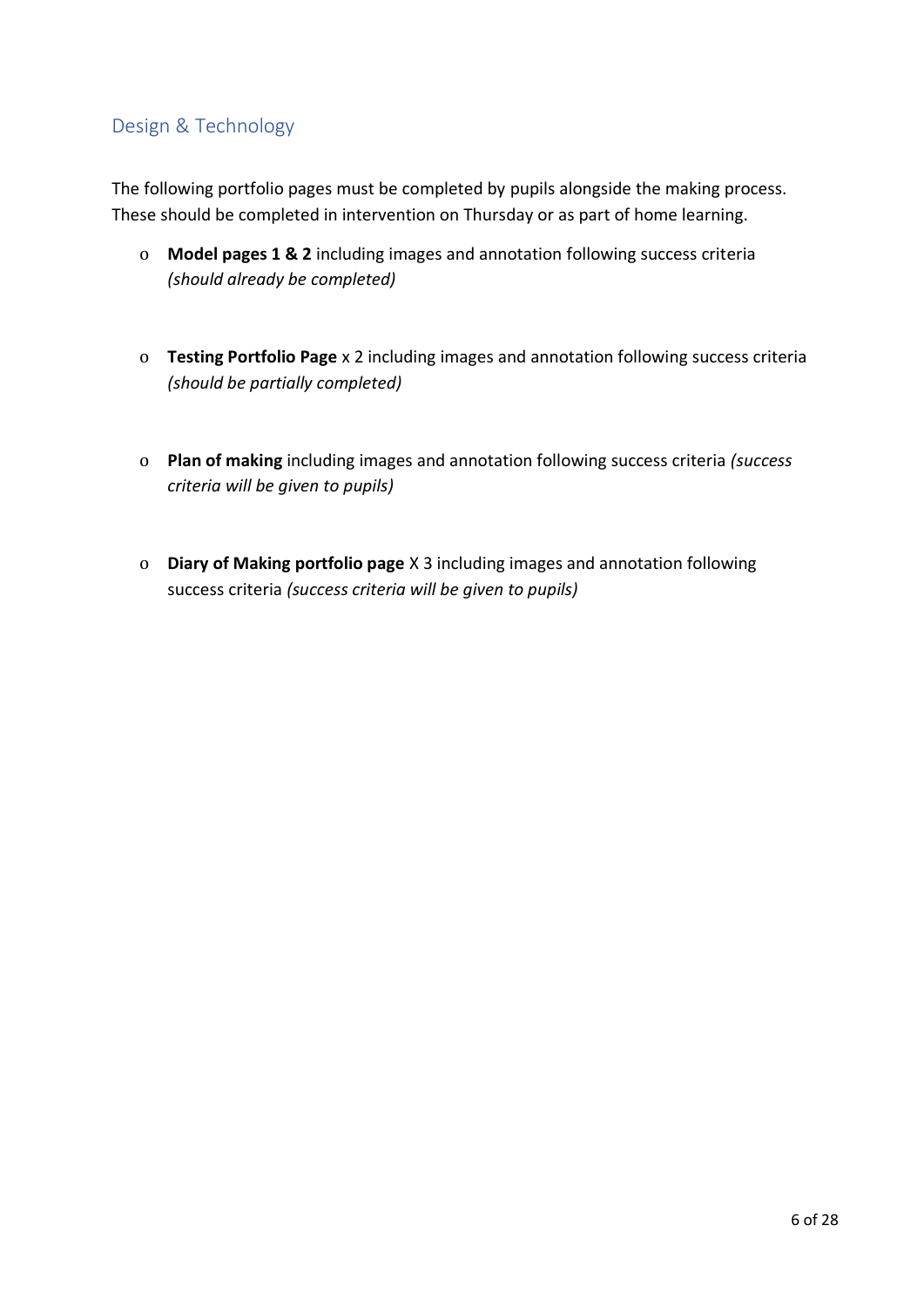## Design & Technology

The following portfolio pages must be completed by pupils alongside the making process. These should be completed in intervention on Thursday or as part of home learning.

- **Model pages 1 & 2** including images and annotation following success criteria *(should already be completed)*

- **Testing Portfolio Page** x 2 including images and annotation following success criteria *(should be partially completed)*

- **Plan of making** including images and annotation following success criteria *(success criteria will be given to pupils)*

- **Diary of Making portfolio page** X 3 including images and annotation following success criteria *(success criteria will be given to pupils)*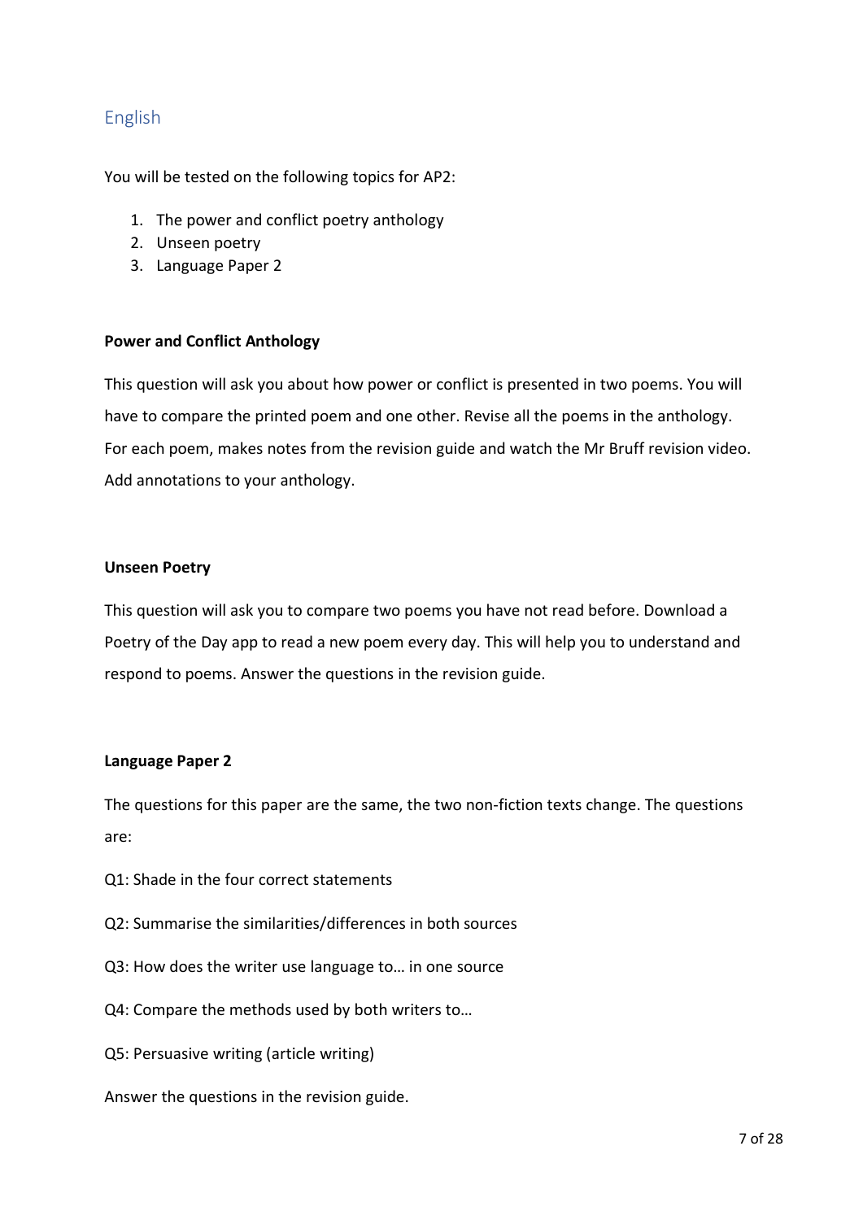## English

You will be tested on the following topics for AP2:

1. The power and conflict poetry anthology
2. Unseen poetry
3. Language Paper 2

**Power and Conflict Anthology**

This question will ask you about how power or conflict is presented in two poems. You will have to compare the printed poem and one other. Revise all the poems in the anthology. For each poem, makes notes from the revision guide and watch the Mr Bruff revision video. Add annotations to your anthology.

**Unseen Poetry**

This question will ask you to compare two poems you have not read before. Download a Poetry of the Day app to read a new poem every day. This will help you to understand and respond to poems. Answer the questions in the revision guide.

**Language Paper 2**

The questions for this paper are the same, the two non-fiction texts change. The questions are:

Q1: Shade in the four correct statements

Q2: Summarise the similarities/differences in both sources

Q3: How does the writer use language to… in one source

Q4: Compare the methods used by both writers to…

Q5: Persuasive writing (article writing)

Answer the questions in the revision guide.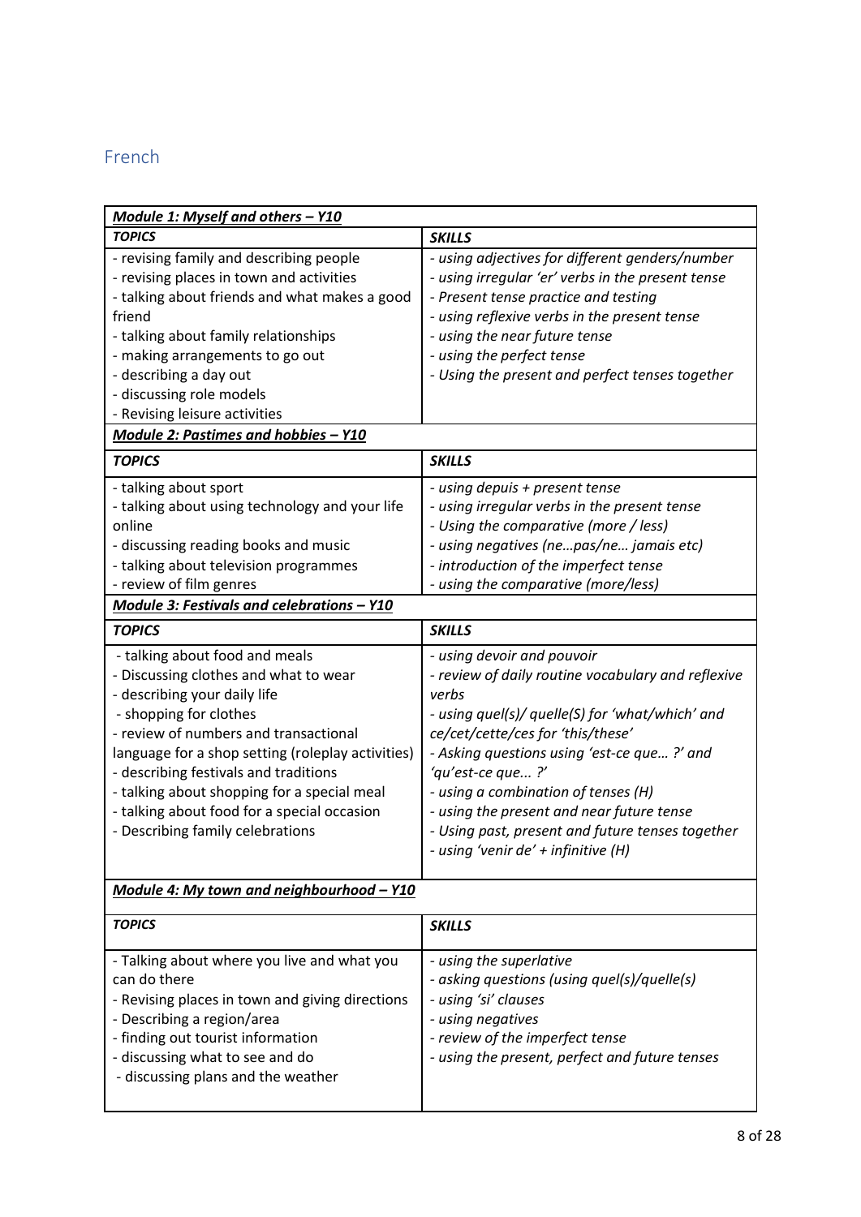## French

| ***Module 1: Myself and others – Y10*** | |
|---|---|
| ***TOPICS*** | ***SKILLS*** |
| - revising family and describing people<br>- revising places in town and activities<br>- talking about friends and what makes a good friend<br>- talking about family relationships<br>- making arrangements to go out<br>- describing a day out<br>- discussing role models<br>- Revising leisure activities | *- using adjectives for different genders/number*<br>*- using irregular 'er' verbs in the present tense*<br>*- Present tense practice and testing*<br>*- using reflexive verbs in the present tense*<br>*- using the near future tense*<br>*- using the perfect tense*<br>*- Using the present and perfect tenses together* |
| ***Module 2: Pastimes and hobbies – Y10*** | |
| ***TOPICS*** | ***SKILLS*** |
| - talking about sport<br>- talking about using technology and your life online<br>- discussing reading books and music<br>- talking about television programmes<br>- review of film genres | *- using depuis + present tense*<br>*- using irregular verbs in the present tense*<br>*- Using the comparative (more / less)*<br>*- using negatives (ne…pas/ne… jamais etc)*<br>*- introduction of the imperfect tense*<br>*- using the comparative (more/less)* |
| ***Module 3: Festivals and celebrations – Y10*** | |
| ***TOPICS*** | ***SKILLS*** |
| - talking about food and meals<br>- Discussing clothes and what to wear<br>- describing your daily life<br>- shopping for clothes<br>- review of numbers and transactional language for a shop setting (roleplay activities)<br>- describing festivals and traditions<br>- talking about shopping for a special meal<br>- talking about food for a special occasion<br>- Describing family celebrations | *- using devoir and pouvoir*<br>*- review of daily routine vocabulary and reflexive verbs*<br>*- using quel(s)/ quelle(S) for 'what/which' and ce/cet/cette/ces for 'this/these'*<br>*- Asking questions using 'est-ce que… ?' and 'qu'est-ce que... ?'*<br>*- using a combination of tenses (H)*<br>*- using the present and near future tense*<br>*- Using past, present and future tenses together*<br>*- using 'venir de' + infinitive (H)* |
| ***Module 4: My town and neighbourhood – Y10*** | |
| ***TOPICS*** | ***SKILLS*** |
| - Talking about where you live and what you can do there<br>- Revising places in town and giving directions<br>- Describing a region/area<br>- finding out tourist information<br>- discussing what to see and do<br>- discussing plans and the weather | *- using the superlative*<br>*- asking questions (using quel(s)/quelle(s)*<br>*- using 'si' clauses*<br>*- using negatives*<br>*- review of the imperfect tense*<br>*- using the present, perfect and future tenses* |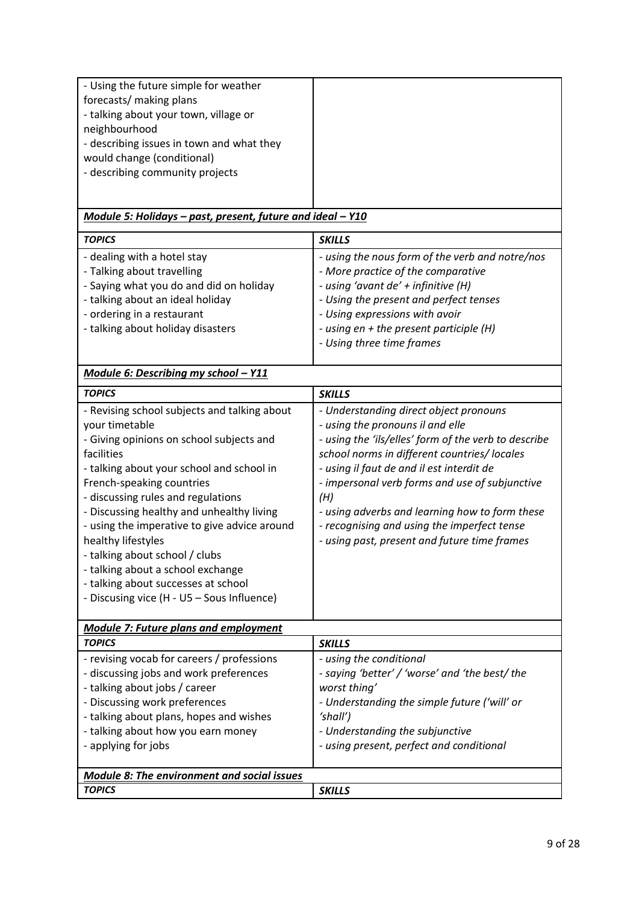| | |
|---|---|
| - Using the future simple for weather forecasts/ making plans<br>- talking about your town, village or neighbourhood<br>- describing issues in town and what they would change (conditional)<br>- describing community projects | |

***Module 5: Holidays – past, present, future and ideal – Y10***

| *TOPICS* | *SKILLS* |
|---|---|
| - dealing with a hotel stay<br>- Talking about travelling<br>- Saying what you do and did on holiday<br>- talking about an ideal holiday<br>- ordering in a restaurant<br>- talking about holiday disasters | *- using the nous form of the verb and notre/nos*<br>*- More practice of the comparative*<br>*- using 'avant de' + infinitive (H)*<br>*- Using the present and perfect tenses*<br>*- Using expressions with avoir*<br>*- using en + the present participle (H)*<br>*- Using three time frames* |

***Module 6: Describing my school – Y11***

| *TOPICS* | *SKILLS* |
|---|---|
| - Revising school subjects and talking about your timetable<br>- Giving opinions on school subjects and facilities<br>- talking about your school and school in French-speaking countries<br>- discussing rules and regulations<br>- Discussing healthy and unhealthy living<br>- using the imperative to give advice around healthy lifestyles<br>- talking about school / clubs<br>- talking about a school exchange<br>- talking about successes at school<br>- Discusing vice (H - U5 – Sous Influence) | *- Understanding direct object pronouns*<br>*- using the pronouns il and elle*<br>*- using the 'ils/elles' form of the verb to describe school norms in different countries/ locales*<br>*- using il faut de and il est interdit de*<br>*- impersonal verb forms and use of subjunctive (H)*<br>*- using adverbs and learning how to form these*<br>*- recognising and using the imperfect tense*<br>*- using past, present and future time frames* |

***Module 7: Future plans and employment***

| *TOPICS* | *SKILLS* |
|---|---|
| - revising vocab for careers / professions<br>- discussing jobs and work preferences<br>- talking about jobs / career<br>- Discussing work preferences<br>- talking about plans, hopes and wishes<br>- talking about how you earn money<br>- applying for jobs | *- using the conditional*<br>*- saying 'better' / 'worse' and 'the best/ the worst thing'*<br>*- Understanding the simple future ('will' or 'shall')*<br>*- Understanding the subjunctive*<br>*- using present, perfect and conditional* |

***Module 8: The environment and social issues***

| *TOPICS* | *SKILLS* |
|---|---|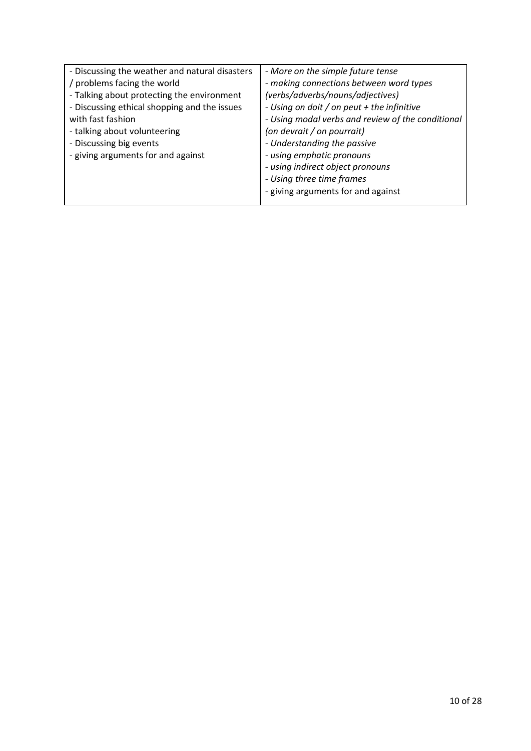| - Discussing the weather and natural disasters / problems facing the world<br>- Talking about protecting the environment<br>- Discussing ethical shopping and the issues with fast fashion<br>- talking about volunteering<br>- Discussing big events<br>- giving arguments for and against | *- More on the simple future tense*<br>*- making connections between word types (verbs/adverbs/nouns/adjectives)*<br>*- Using on doit / on peut + the infinitive*<br>*- Using modal verbs and review of the conditional (on devrait / on pourrait)*<br>*- Understanding the passive*<br>*- using emphatic pronouns*<br>*- using indirect object pronouns*<br>*- Using three time frames*<br>- giving arguments for and against |
|---|---|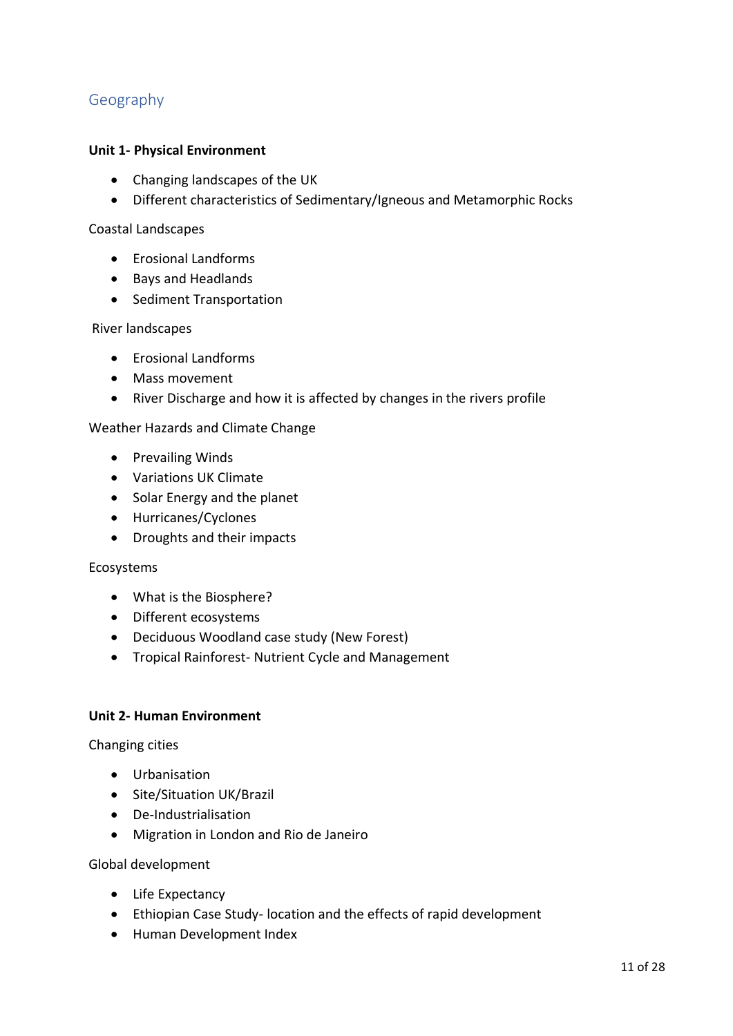# Geography

**Unit 1- Physical Environment**

- Changing landscapes of the UK
- Different characteristics of Sedimentary/Igneous and Metamorphic Rocks

Coastal Landscapes

- Erosional Landforms
- Bays and Headlands
- Sediment Transportation

River landscapes

- Erosional Landforms
- Mass movement
- River Discharge and how it is affected by changes in the rivers profile

Weather Hazards and Climate Change

- Prevailing Winds
- Variations UK Climate
- Solar Energy and the planet
- Hurricanes/Cyclones
- Droughts and their impacts

Ecosystems

- What is the Biosphere?
- Different ecosystems
- Deciduous Woodland case study (New Forest)
- Tropical Rainforest- Nutrient Cycle and Management

**Unit 2- Human Environment**

Changing cities

- Urbanisation
- Site/Situation UK/Brazil
- De-Industrialisation
- Migration in London and Rio de Janeiro

Global development

- Life Expectancy
- Ethiopian Case Study- location and the effects of rapid development
- Human Development Index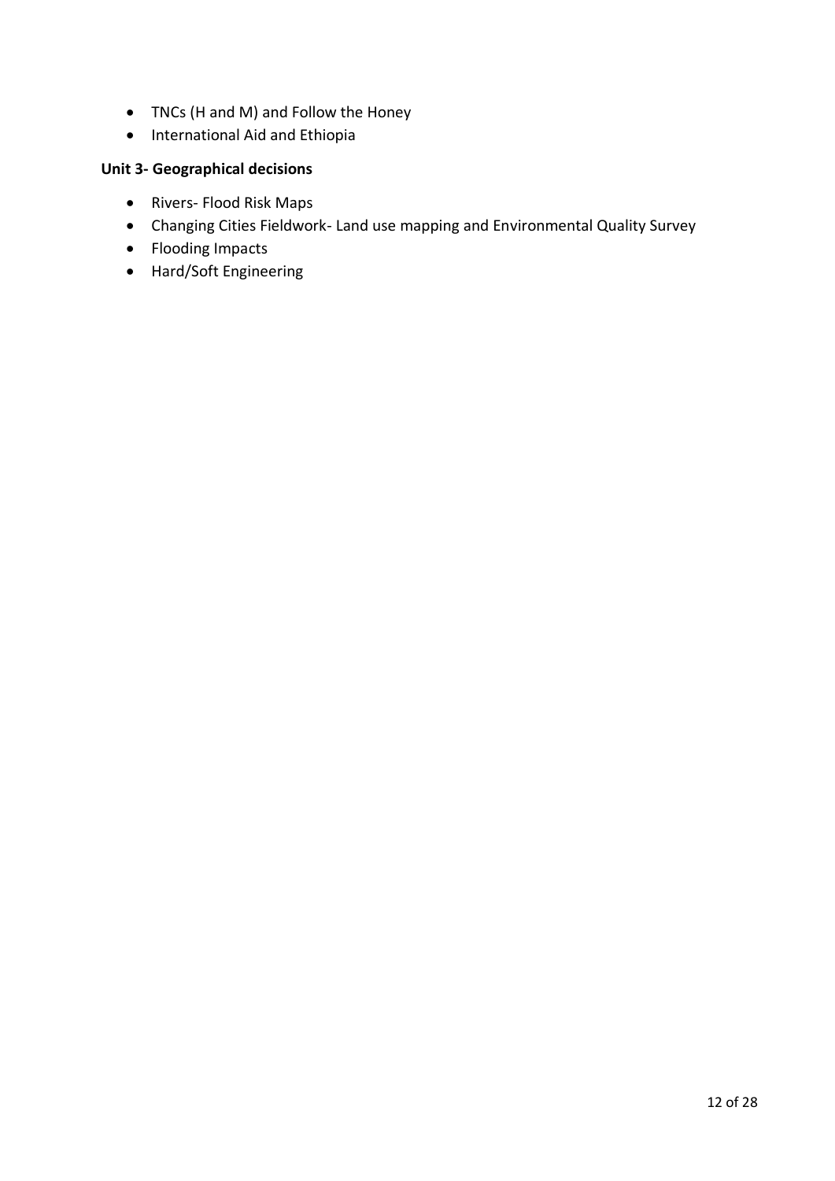- TNCs (H and M) and Follow the Honey
- International Aid and Ethiopia

**Unit 3- Geographical decisions**

- Rivers- Flood Risk Maps
- Changing Cities Fieldwork- Land use mapping and Environmental Quality Survey
- Flooding Impacts
- Hard/Soft Engineering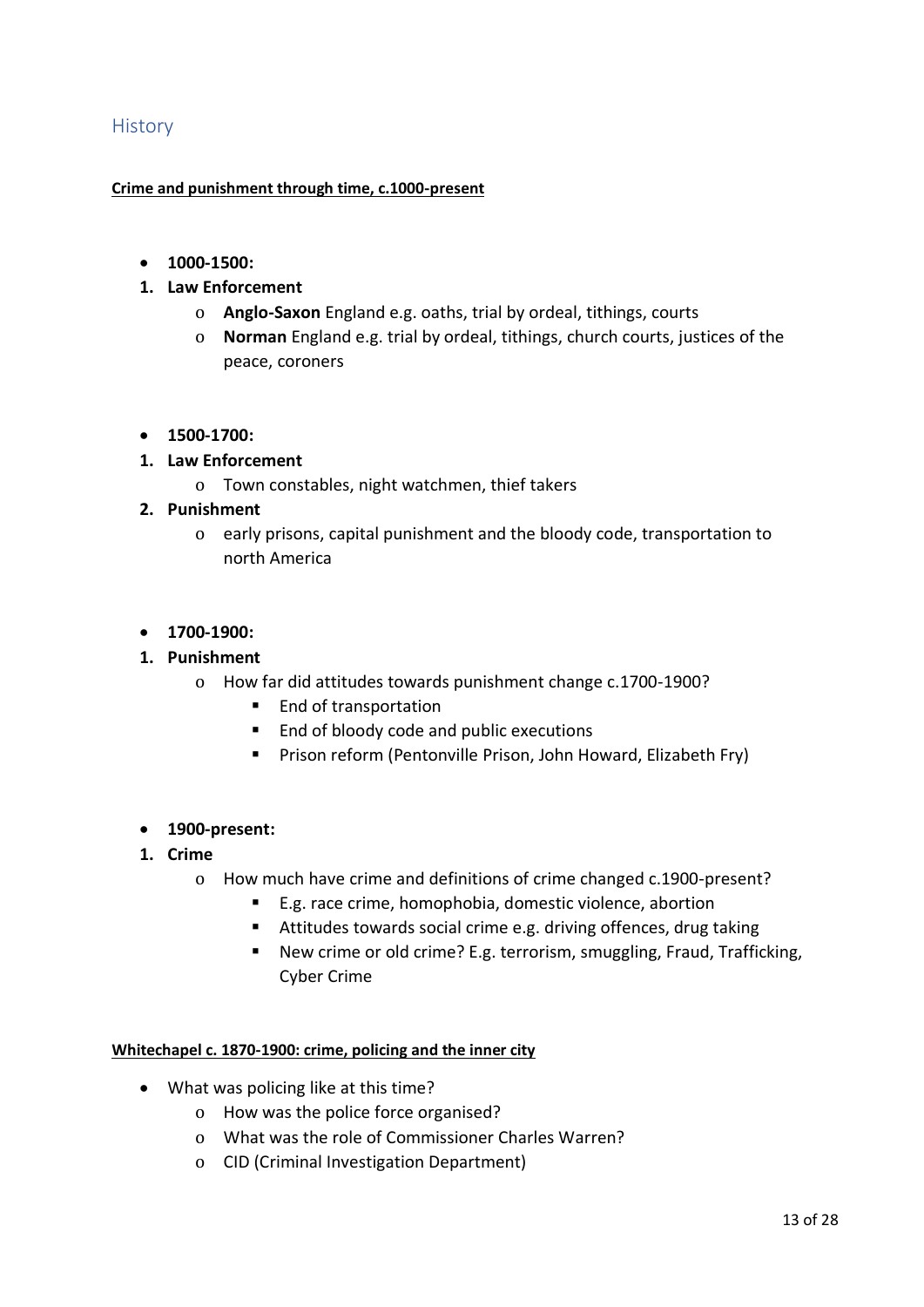## History

**Crime and punishment through time, c.1000-present**

- **1000-1500:**

1. **Law Enforcement**
    - **Anglo-Saxon** England e.g. oaths, trial by ordeal, tithings, courts
    - **Norman** England e.g. trial by ordeal, tithings, church courts, justices of the peace, coroners

- **1500-1700:**

1. **Law Enforcement**
    - Town constables, night watchmen, thief takers
2. **Punishment**
    - early prisons, capital punishment and the bloody code, transportation to north America

- **1700-1900:**

1. **Punishment**
    - How far did attitudes towards punishment change c.1700-1900?
        - End of transportation
        - End of bloody code and public executions
        - Prison reform (Pentonville Prison, John Howard, Elizabeth Fry)

- **1900-present:**

1. **Crime**
    - How much have crime and definitions of crime changed c.1900-present?
        - E.g. race crime, homophobia, domestic violence, abortion
        - Attitudes towards social crime e.g. driving offences, drug taking
        - New crime or old crime? E.g. terrorism, smuggling, Fraud, Trafficking, Cyber Crime

**Whitechapel c. 1870-1900: crime, policing and the inner city**

- What was policing like at this time?
    - How was the police force organised?
    - What was the role of Commissioner Charles Warren?
    - CID (Criminal Investigation Department)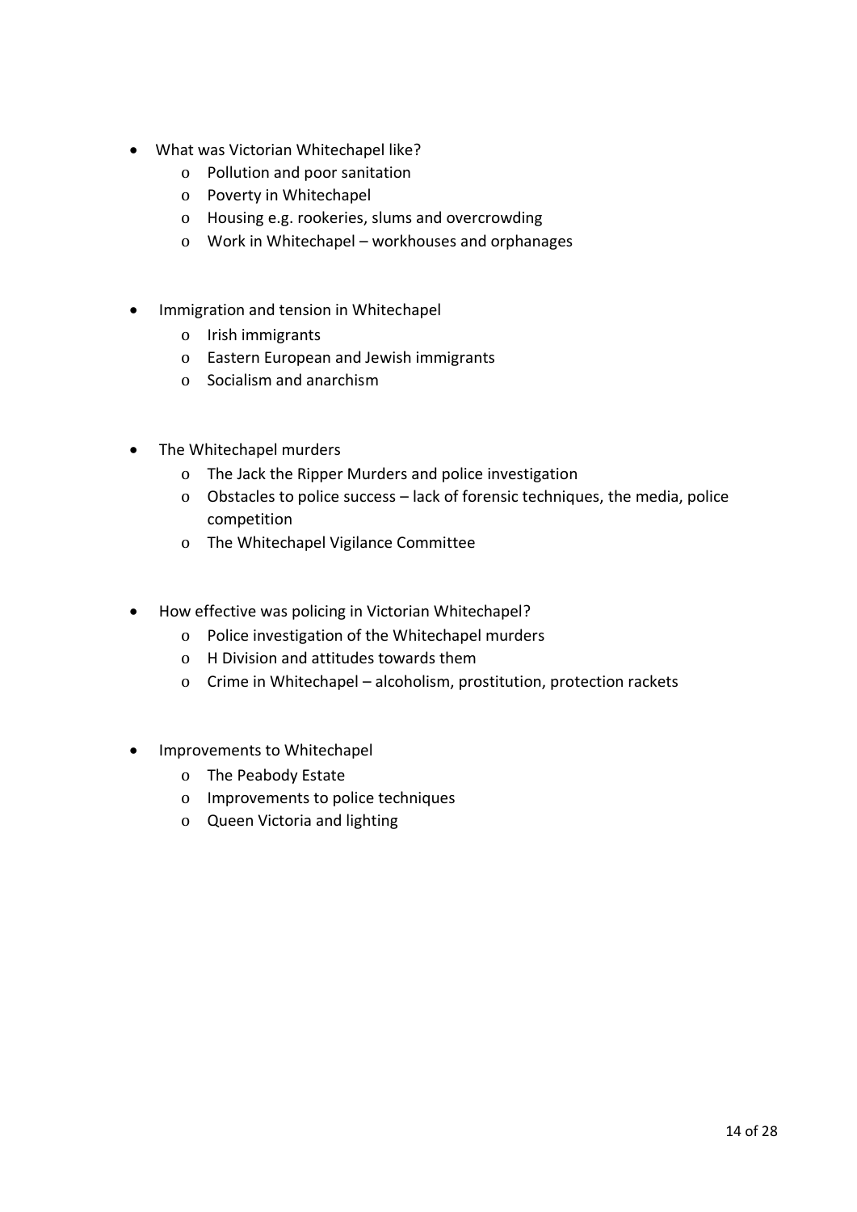- What was Victorian Whitechapel like?
  - Pollution and poor sanitation
  - Poverty in Whitechapel
  - Housing e.g. rookeries, slums and overcrowding
  - Work in Whitechapel – workhouses and orphanages

- Immigration and tension in Whitechapel
  - Irish immigrants
  - Eastern European and Jewish immigrants
  - Socialism and anarchism

- The Whitechapel murders
  - The Jack the Ripper Murders and police investigation
  - Obstacles to police success – lack of forensic techniques, the media, police competition
  - The Whitechapel Vigilance Committee

- How effective was policing in Victorian Whitechapel?
  - Police investigation of the Whitechapel murders
  - H Division and attitudes towards them
  - Crime in Whitechapel – alcoholism, prostitution, protection rackets

- Improvements to Whitechapel
  - The Peabody Estate
  - Improvements to police techniques
  - Queen Victoria and lighting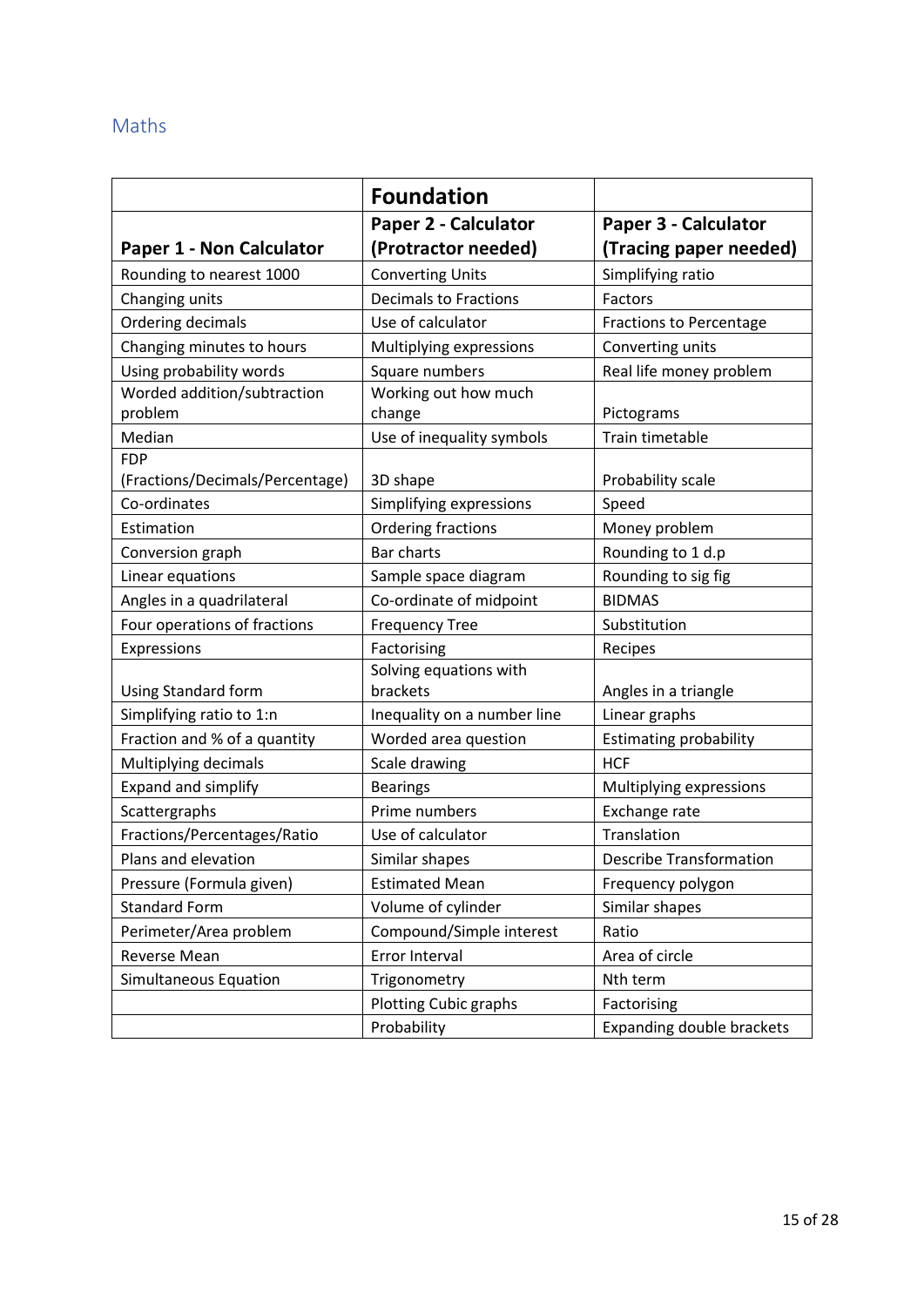## Maths

| | **Foundation** | |
|---|---|---|
| **Paper 1 - Non Calculator** | **Paper 2 - Calculator (Protractor needed)** | **Paper 3 - Calculator (Tracing paper needed)** |
| Rounding to nearest 1000 | Converting Units | Simplifying ratio |
| Changing units | Decimals to Fractions | Factors |
| Ordering decimals | Use of calculator | Fractions to Percentage |
| Changing minutes to hours | Multiplying expressions | Converting units |
| Using probability words | Square numbers | Real life money problem |
| Worded addition/subtraction problem | Working out how much change | Pictograms |
| Median | Use of inequality symbols | Train timetable |
| FDP (Fractions/Decimals/Percentage) | 3D shape | Probability scale |
| Co-ordinates | Simplifying expressions | Speed |
| Estimation | Ordering fractions | Money problem |
| Conversion graph | Bar charts | Rounding to 1 d.p |
| Linear equations | Sample space diagram | Rounding to sig fig |
| Angles in a quadrilateral | Co-ordinate of midpoint | BIDMAS |
| Four operations of fractions | Frequency Tree | Substitution |
| Expressions | Factorising | Recipes |
| Using Standard form | Solving equations with brackets | Angles in a triangle |
| Simplifying ratio to 1:n | Inequality on a number line | Linear graphs |
| Fraction and % of a quantity | Worded area question | Estimating probability |
| Multiplying decimals | Scale drawing | HCF |
| Expand and simplify | Bearings | Multiplying expressions |
| Scattergraphs | Prime numbers | Exchange rate |
| Fractions/Percentages/Ratio | Use of calculator | Translation |
| Plans and elevation | Similar shapes | Describe Transformation |
| Pressure (Formula given) | Estimated Mean | Frequency polygon |
| Standard Form | Volume of cylinder | Similar shapes |
| Perimeter/Area problem | Compound/Simple interest | Ratio |
| Reverse Mean | Error Interval | Area of circle |
| Simultaneous Equation | Trigonometry | Nth term |
| | Plotting Cubic graphs | Factorising |
| | Probability | Expanding double brackets |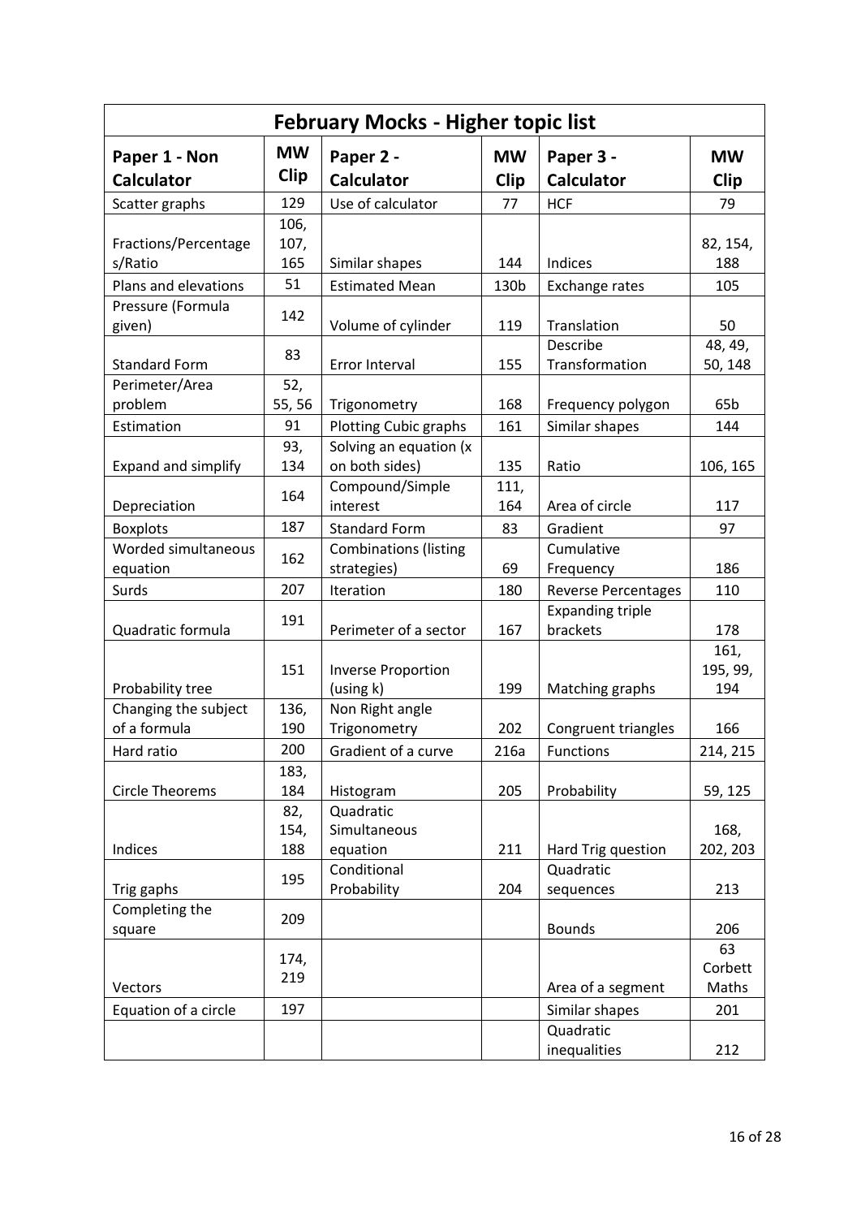## February Mocks - Higher topic list

| Paper 1 - Non Calculator | MW Clip | Paper 2 - Calculator | MW Clip | Paper 3 - Calculator | MW Clip |
|---|---|---|---|---|---|
| Scatter graphs | 129 | Use of calculator | 77 | HCF | 79 |
| Fractions/Percentages/Ratio | 106, 107, 165 | Similar shapes | 144 | Indices | 82, 154, 188 |
| Plans and elevations | 51 | Estimated Mean | 130b | Exchange rates | 105 |
| Pressure (Formula given) | 142 | Volume of cylinder | 119 | Translation | 50 |
| Standard Form | 83 | Error Interval | 155 | Describe Transformation | 48, 49, 50, 148 |
| Perimeter/Area problem | 52, 55, 56 | Trigonometry | 168 | Frequency polygon | 65b |
| Estimation | 91 | Plotting Cubic graphs | 161 | Similar shapes | 144 |
| Expand and simplify | 93, 134 | Solving an equation (x on both sides) | 135 | Ratio | 106, 165 |
| Depreciation | 164 | Compound/Simple interest | 111, 164 | Area of circle | 117 |
| Boxplots | 187 | Standard Form | 83 | Gradient | 97 |
| Worded simultaneous equation | 162 | Combinations (listing strategies) | 69 | Cumulative Frequency | 186 |
| Surds | 207 | Iteration | 180 | Reverse Percentages | 110 |
| Quadratic formula | 191 | Perimeter of a sector | 167 | Expanding triple brackets | 178 |
| Probability tree | 151 | Inverse Proportion (using k) | 199 | Matching graphs | 161, 195, 99, 194 |
| Changing the subject of a formula | 136, 190 | Non Right angle Trigonometry | 202 | Congruent triangles | 166 |
| Hard ratio | 200 | Gradient of a curve | 216a | Functions | 214, 215 |
| Circle Theorems | 183, 184 | Histogram | 205 | Probability | 59, 125 |
| Indices | 82, 154, 188 | Quadratic Simultaneous equation | 211 | Hard Trig question | 168, 202, 203 |
| Trig gaphs | 195 | Conditional Probability | 204 | Quadratic sequences | 213 |
| Completing the square | 209 | | | Bounds | 206 |
| Vectors | 174, 219 | | | Area of a segment | 63 Corbett Maths |
| Equation of a circle | 197 | | | Similar shapes | 201 |
| | | | | Quadratic inequalities | 212 |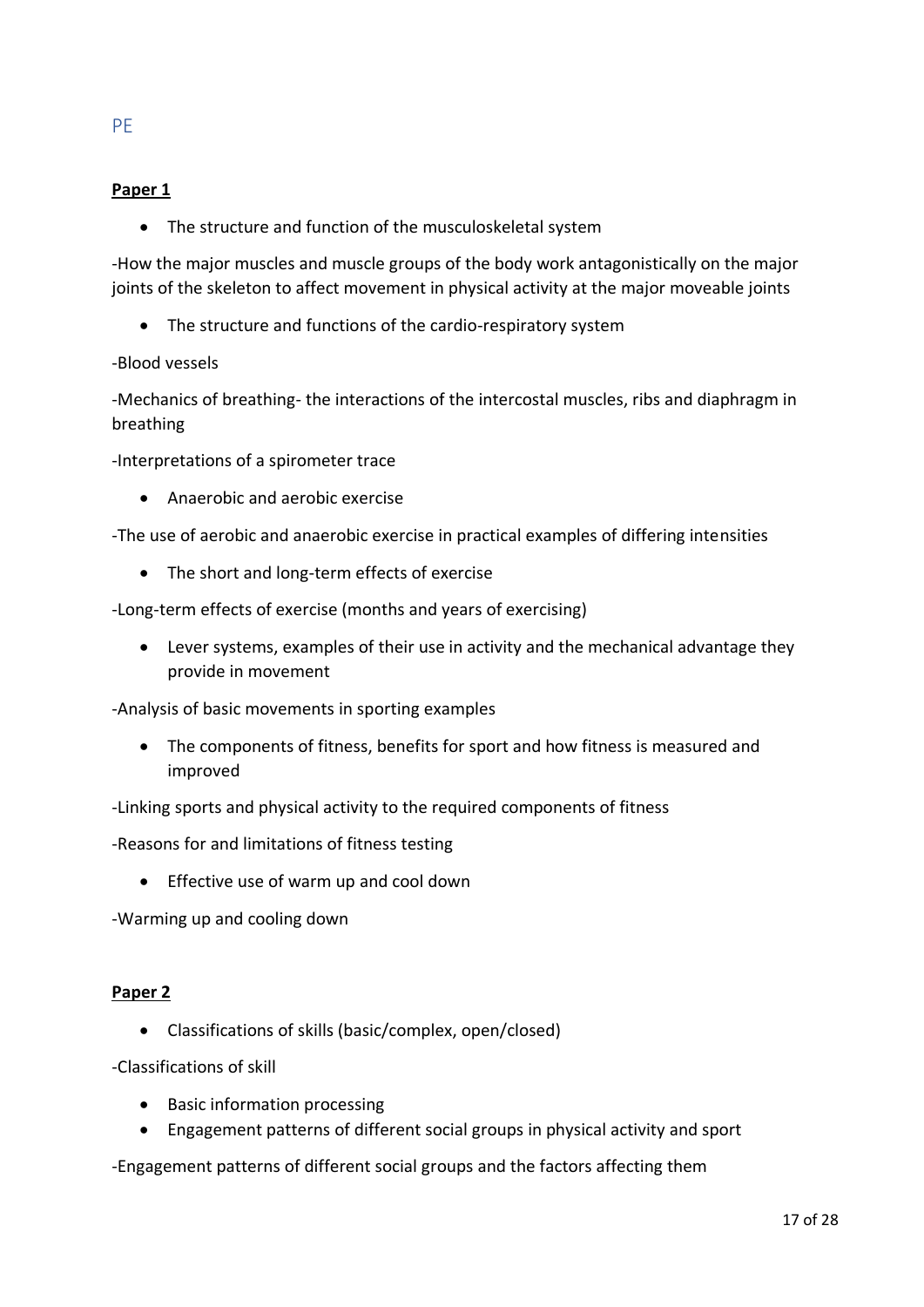## PE

**Paper 1**

- The structure and function of the musculoskeletal system

-How the major muscles and muscle groups of the body work antagonistically on the major joints of the skeleton to affect movement in physical activity at the major moveable joints

- The structure and functions of the cardio-respiratory system

-Blood vessels

-Mechanics of breathing- the interactions of the intercostal muscles, ribs and diaphragm in breathing

-Interpretations of a spirometer trace

- Anaerobic and aerobic exercise

-The use of aerobic and anaerobic exercise in practical examples of differing intensities

- The short and long-term effects of exercise

-Long-term effects of exercise (months and years of exercising)

- Lever systems, examples of their use in activity and the mechanical advantage they provide in movement

-Analysis of basic movements in sporting examples

- The components of fitness, benefits for sport and how fitness is measured and improved

-Linking sports and physical activity to the required components of fitness

-Reasons for and limitations of fitness testing

- Effective use of warm up and cool down

-Warming up and cooling down

**Paper 2**

- Classifications of skills (basic/complex, open/closed)

-Classifications of skill

- Basic information processing
- Engagement patterns of different social groups in physical activity and sport

-Engagement patterns of different social groups and the factors affecting them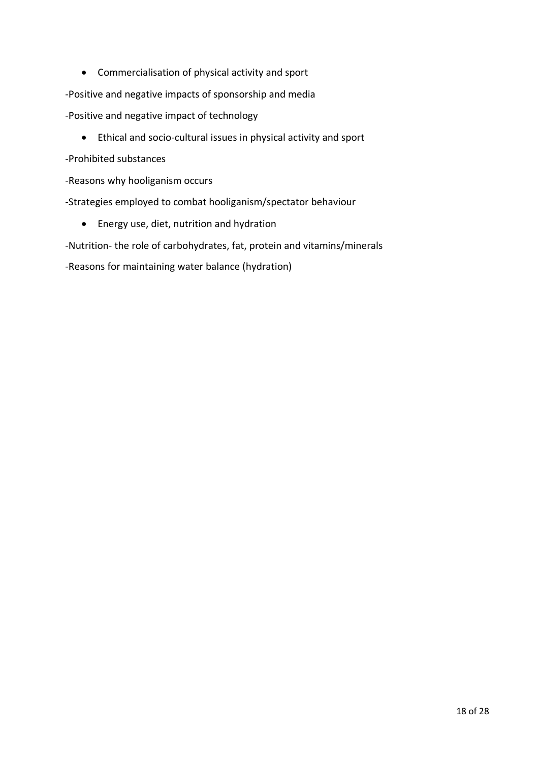- Commercialisation of physical activity and sport

-Positive and negative impacts of sponsorship and media

-Positive and negative impact of technology

- Ethical and socio-cultural issues in physical activity and sport

-Prohibited substances

-Reasons why hooliganism occurs

-Strategies employed to combat hooliganism/spectator behaviour

- Energy use, diet, nutrition and hydration

-Nutrition- the role of carbohydrates, fat, protein and vitamins/minerals

-Reasons for maintaining water balance (hydration)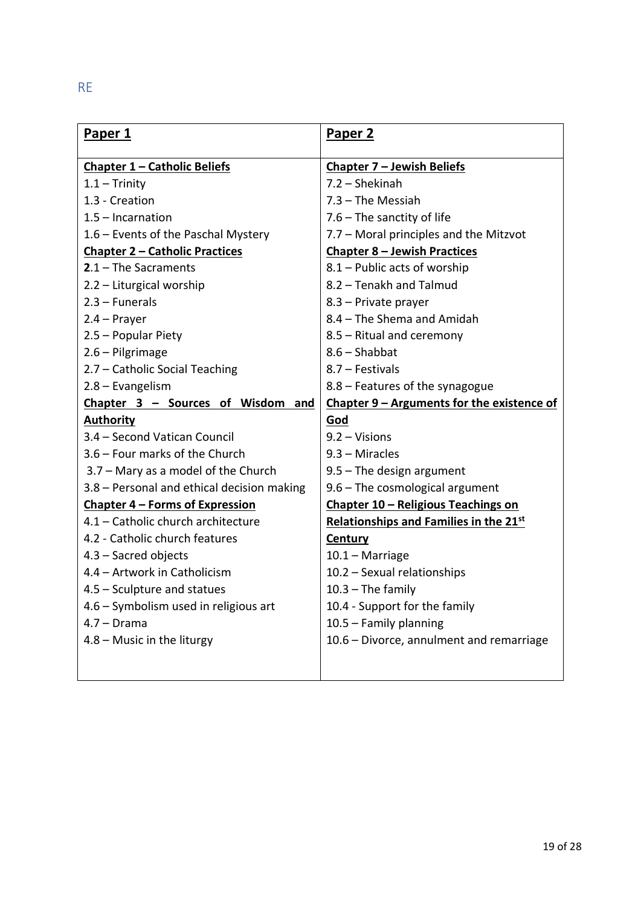## RE

| **Paper 1** | **Paper 2** |
| --- | --- |
| **Chapter 1 – Catholic Beliefs** | **Chapter 7 – Jewish Beliefs** |
| 1.1 – Trinity | 7.2 – Shekinah |
| 1.3 - Creation | 7.3 – The Messiah |
| 1.5 – Incarnation | 7.6 – The sanctity of life |
| 1.6 – Events of the Paschal Mystery | 7.7 – Moral principles and the Mitzvot |
| **Chapter 2 – Catholic Practices** | **Chapter 8 – Jewish Practices** |
| **2**.1 – The Sacraments | 8.1 – Public acts of worship |
| 2.2 – Liturgical worship | 8.2 – Tenakh and Talmud |
| 2.3 – Funerals | 8.3 – Private prayer |
| 2.4 – Prayer | 8.4 – The Shema and Amidah |
| 2.5 – Popular Piety | 8.5 – Ritual and ceremony |
| 2.6 – Pilgrimage | 8.6 – Shabbat |
| 2.7 – Catholic Social Teaching | 8.7 – Festivals |
| 2.8 – Evangelism | 8.8 – Features of the synagogue |
| **Chapter 3 – Sources of Wisdom and Authority** | **Chapter 9 – Arguments for the existence of God** |
| 3.4 – Second Vatican Council | 9.2 – Visions |
| 3.6 – Four marks of the Church | 9.3 – Miracles |
| 3.7 – Mary as a model of the Church | 9.5 – The design argument |
| 3.8 – Personal and ethical decision making | 9.6 – The cosmological argument |
| **Chapter 4 – Forms of Expression** | **Chapter 10 – Religious Teachings on Relationships and Families in the 21st Century** |
| 4.1 – Catholic church architecture | 10.1 – Marriage |
| 4.2 - Catholic church features | 10.2 – Sexual relationships |
| 4.3 – Sacred objects | 10.3 – The family |
| 4.4 – Artwork in Catholicism | 10.4 - Support for the family |
| 4.5 – Sculpture and statues | 10.5 – Family planning |
| 4.6 – Symbolism used in religious art | 10.6 – Divorce, annulment and remarriage |
| 4.7 – Drama | |
| 4.8 – Music in the liturgy | |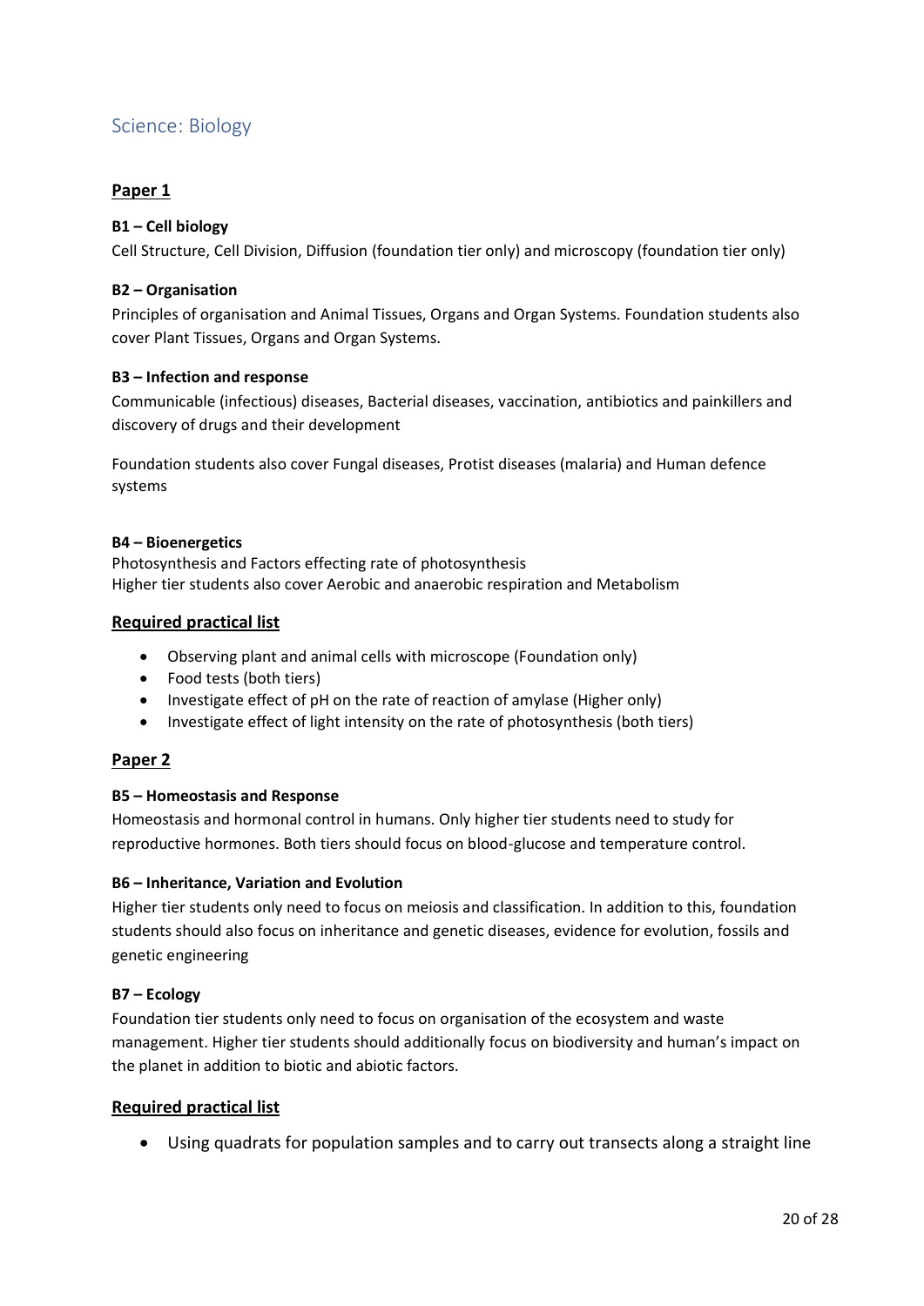## Science: Biology

### Paper 1

**B1 – Cell biology**

Cell Structure, Cell Division, Diffusion (foundation tier only) and microscopy (foundation tier only)

**B2 – Organisation**

Principles of organisation and Animal Tissues, Organs and Organ Systems. Foundation students also cover Plant Tissues, Organs and Organ Systems.

**B3 – Infection and response**

Communicable (infectious) diseases, Bacterial diseases, vaccination, antibiotics and painkillers and discovery of drugs and their development

Foundation students also cover Fungal diseases, Protist diseases (malaria) and Human defence systems

**B4 – Bioenergetics**

Photosynthesis and Factors effecting rate of photosynthesis
Higher tier students also cover Aerobic and anaerobic respiration and Metabolism

### Required practical list

- Observing plant and animal cells with microscope (Foundation only)
- Food tests (both tiers)
- Investigate effect of pH on the rate of reaction of amylase (Higher only)
- Investigate effect of light intensity on the rate of photosynthesis (both tiers)

### Paper 2

**B5 – Homeostasis and Response**

Homeostasis and hormonal control in humans. Only higher tier students need to study for reproductive hormones. Both tiers should focus on blood-glucose and temperature control.

**B6 – Inheritance, Variation and Evolution**

Higher tier students only need to focus on meiosis and classification. In addition to this, foundation students should also focus on inheritance and genetic diseases, evidence for evolution, fossils and genetic engineering

**B7 – Ecology**

Foundation tier students only need to focus on organisation of the ecosystem and waste management. Higher tier students should additionally focus on biodiversity and human's impact on the planet in addition to biotic and abiotic factors.

### Required practical list

- Using quadrats for population samples and to carry out transects along a straight line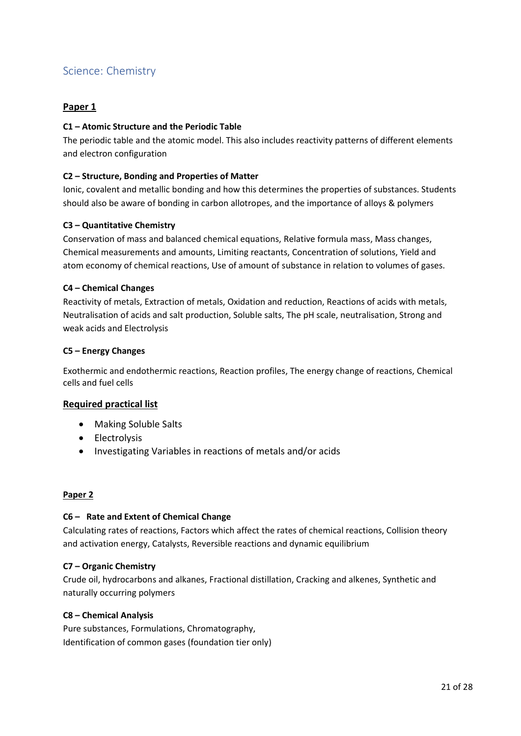## Science: Chemistry

### Paper 1

**C1 – Atomic Structure and the Periodic Table**

The periodic table and the atomic model. This also includes reactivity patterns of different elements and electron configuration

**C2 – Structure, Bonding and Properties of Matter**

Ionic, covalent and metallic bonding and how this determines the properties of substances. Students should also be aware of bonding in carbon allotropes, and the importance of alloys & polymers

**C3 – Quantitative Chemistry**

Conservation of mass and balanced chemical equations, Relative formula mass, Mass changes, Chemical measurements and amounts, Limiting reactants, Concentration of solutions, Yield and atom economy of chemical reactions, Use of amount of substance in relation to volumes of gases.

**C4 – Chemical Changes**

Reactivity of metals, Extraction of metals, Oxidation and reduction, Reactions of acids with metals, Neutralisation of acids and salt production, Soluble salts, The pH scale, neutralisation, Strong and weak acids and Electrolysis

**C5 – Energy Changes**

Exothermic and endothermic reactions, Reaction profiles, The energy change of reactions, Chemical cells and fuel cells

### Required practical list

- Making Soluble Salts
- Electrolysis
- Investigating Variables in reactions of metals and/or acids

### Paper 2

**C6 – Rate and Extent of Chemical Change**

Calculating rates of reactions, Factors which affect the rates of chemical reactions, Collision theory and activation energy, Catalysts, Reversible reactions and dynamic equilibrium

**C7 – Organic Chemistry**

Crude oil, hydrocarbons and alkanes, Fractional distillation, Cracking and alkenes, Synthetic and naturally occurring polymers

**C8 – Chemical Analysis**

Pure substances, Formulations, Chromatography,
Identification of common gases (foundation tier only)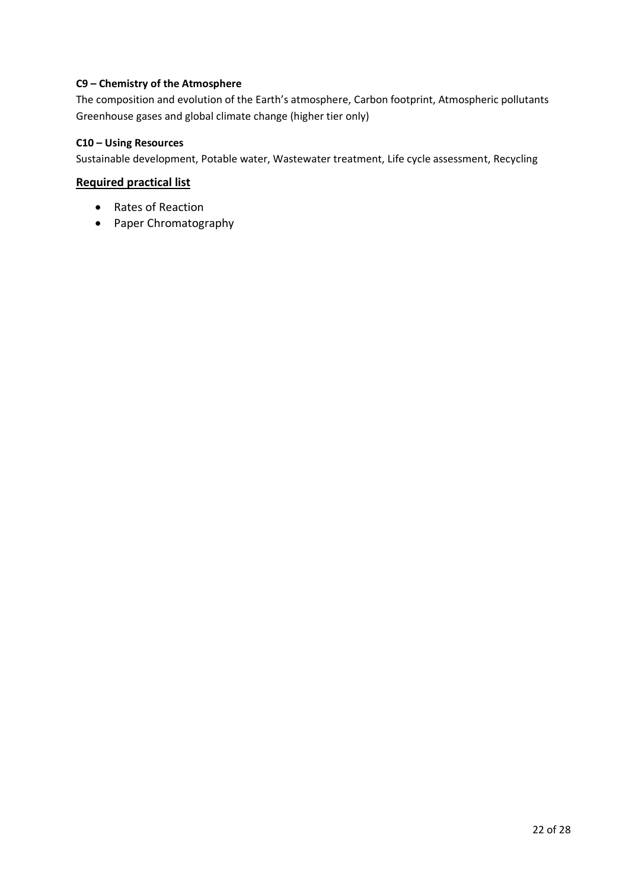**C9 – Chemistry of the Atmosphere**

The composition and evolution of the Earth's atmosphere, Carbon footprint, Atmospheric pollutants Greenhouse gases and global climate change (higher tier only)

**C10 – Using Resources**

Sustainable development, Potable water, Wastewater treatment, Life cycle assessment, Recycling

## Required practical list

- Rates of Reaction
- Paper Chromatography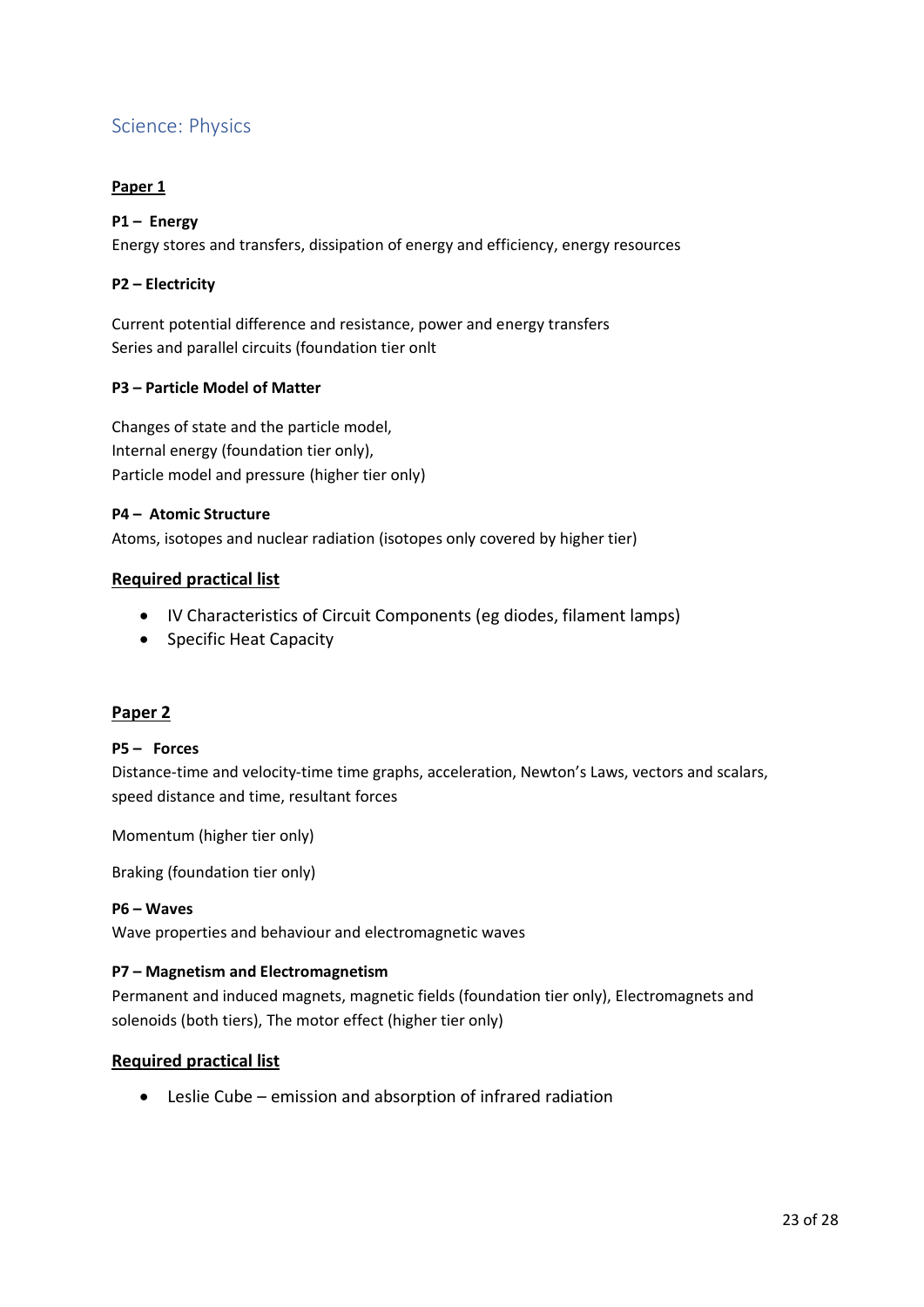## Science: Physics

**Paper 1**

**P1 – Energy**

Energy stores and transfers, dissipation of energy and efficiency, energy resources

**P2 – Electricity**

Current potential difference and resistance, power and energy transfers
Series and parallel circuits (foundation tier onlt

**P3 – Particle Model of Matter**

Changes of state and the particle model,
Internal energy (foundation tier only),
Particle model and pressure (higher tier only)

**P4 – Atomic Structure**

Atoms, isotopes and nuclear radiation (isotopes only covered by higher tier)

**Required practical list**

- IV Characteristics of Circuit Components (eg diodes, filament lamps)
- Specific Heat Capacity

**Paper 2**

**P5 – Forces**

Distance-time and velocity-time time graphs, acceleration, Newton's Laws, vectors and scalars, speed distance and time, resultant forces

Momentum (higher tier only)

Braking (foundation tier only)

**P6 – Waves**

Wave properties and behaviour and electromagnetic waves

**P7 – Magnetism and Electromagnetism**

Permanent and induced magnets, magnetic fields (foundation tier only), Electromagnets and solenoids (both tiers), The motor effect (higher tier only)

**Required practical list**

- Leslie Cube – emission and absorption of infrared radiation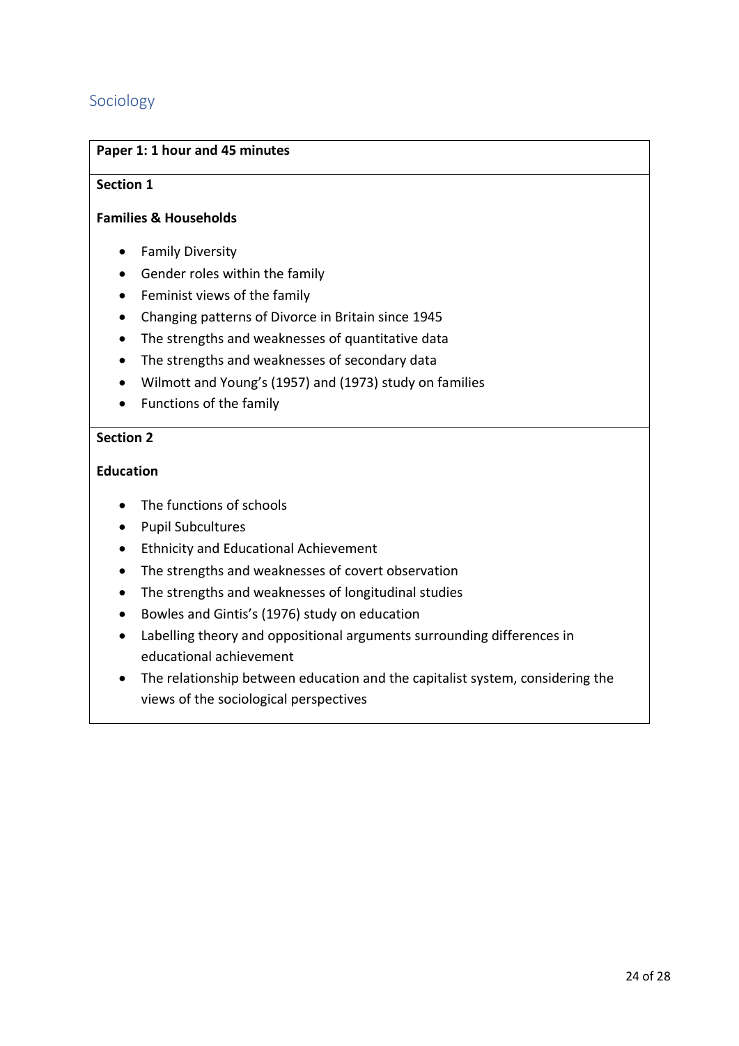## Sociology

**Paper 1: 1 hour and 45 minutes**

**Section 1**

**Families & Households**

- Family Diversity
- Gender roles within the family
- Feminist views of the family
- Changing patterns of Divorce in Britain since 1945
- The strengths and weaknesses of quantitative data
- The strengths and weaknesses of secondary data
- Wilmott and Young's (1957) and (1973) study on families
- Functions of the family

**Section 2**

**Education**

- The functions of schools
- Pupil Subcultures
- Ethnicity and Educational Achievement
- The strengths and weaknesses of covert observation
- The strengths and weaknesses of longitudinal studies
- Bowles and Gintis's (1976) study on education
- Labelling theory and oppositional arguments surrounding differences in educational achievement
- The relationship between education and the capitalist system, considering the views of the sociological perspectives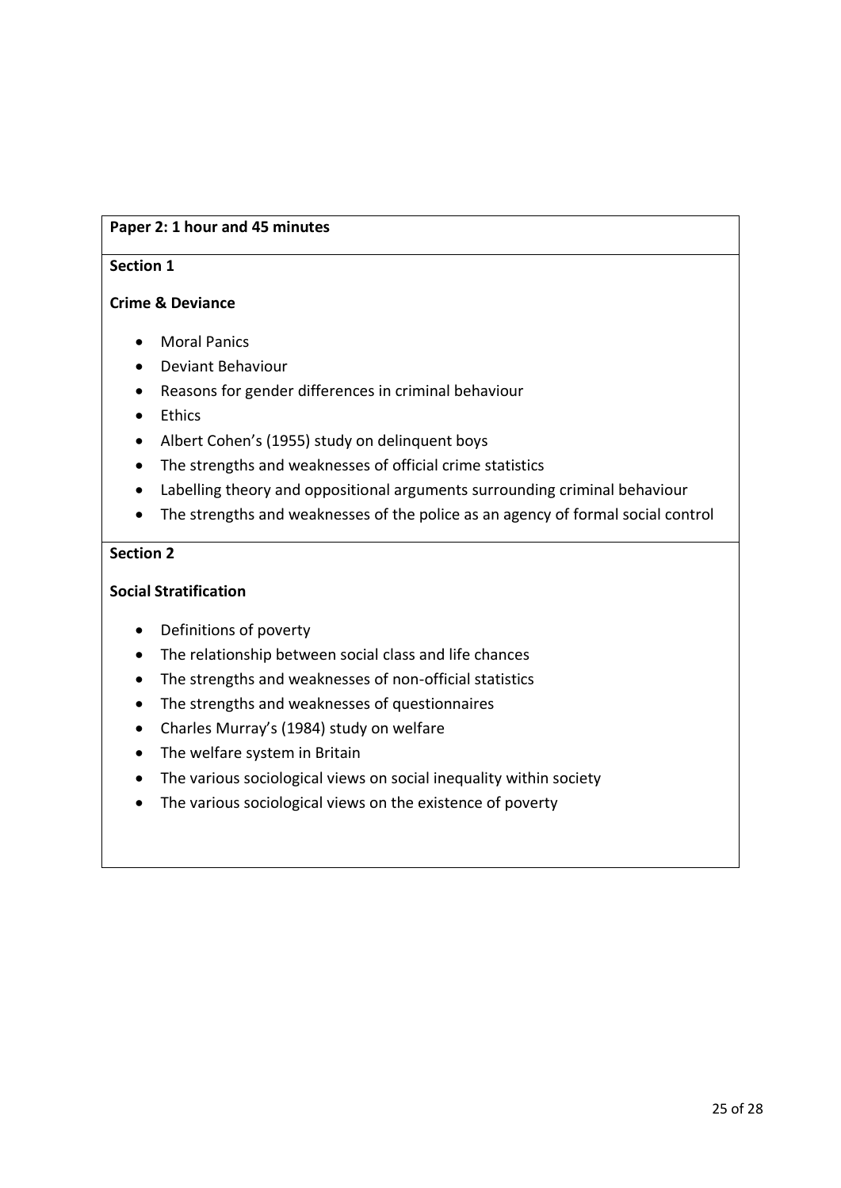**Paper 2: 1 hour and 45 minutes**

**Section 1**

**Crime & Deviance**

- Moral Panics
- Deviant Behaviour
- Reasons for gender differences in criminal behaviour
- Ethics
- Albert Cohen's (1955) study on delinquent boys
- The strengths and weaknesses of official crime statistics
- Labelling theory and oppositional arguments surrounding criminal behaviour
- The strengths and weaknesses of the police as an agency of formal social control

**Section 2**

**Social Stratification**

- Definitions of poverty
- The relationship between social class and life chances
- The strengths and weaknesses of non-official statistics
- The strengths and weaknesses of questionnaires
- Charles Murray's (1984) study on welfare
- The welfare system in Britain
- The various sociological views on social inequality within society
- The various sociological views on the existence of poverty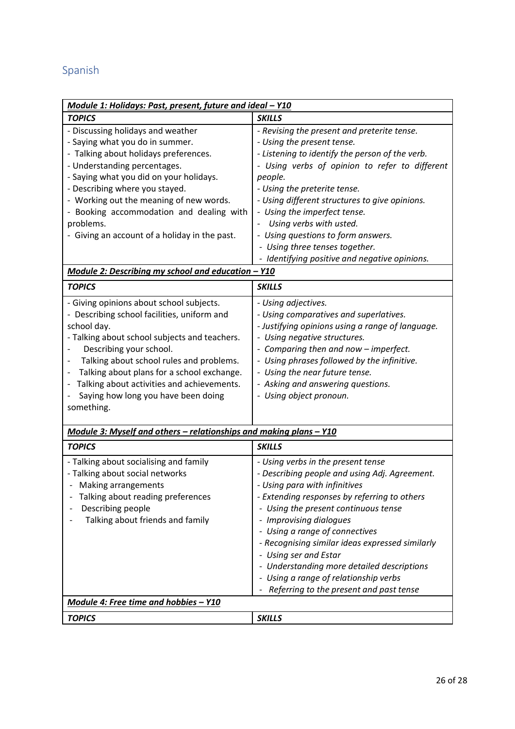## Spanish

| ***Module 1: Holidays: Past, present, future and ideal – Y10*** | |
|---|---|
| ***TOPICS*** | ***SKILLS*** |
| - Discussing holidays and weather<br>- Saying what you do in summer.<br>- Talking about holidays preferences.<br>- Understanding percentages.<br>- Saying what you did on your holidays.<br>- Describing where you stayed.<br>- Working out the meaning of new words.<br>- Booking accommodation and dealing with problems.<br>- Giving an account of a holiday in the past. | *- Revising the present and preterite tense.*<br>*- Using the present tense.*<br>*- Listening to identify the person of the verb.*<br>*- Using verbs of opinion to refer to different people.*<br>*- Using the preterite tense.*<br>*- Using different structures to give opinions.*<br>*- Using the imperfect tense.*<br>*- Using verbs with usted.*<br>*- Using questions to form answers.*<br>*- Using three tenses together.*<br>*- Identifying positive and negative opinions.* |
| ***Module 2: Describing my school and education – Y10*** | |
| ***TOPICS*** | ***SKILLS*** |
| - Giving opinions about school subjects.<br>- Describing school facilities, uniform and school day.<br>- Talking about school subjects and teachers.<br>- Describing your school.<br>- Talking about school rules and problems.<br>- Talking about plans for a school exchange.<br>- Talking about activities and achievements.<br>- Saying how long you have been doing something. | *- Using adjectives.*<br>*- Using comparatives and superlatives.*<br>*- Justifying opinions using a range of language.*<br>*- Using negative structures.*<br>*- Comparing then and now – imperfect.*<br>*- Using phrases followed by the infinitive.*<br>*- Using the near future tense.*<br>*- Asking and answering questions.*<br>*- Using object pronoun.* |
| ***Module 3: Myself and others – relationships and making plans – Y10*** | |
| ***TOPICS*** | ***SKILLS*** |
| - Talking about socialising and family<br>- Talking about social networks<br>- Making arrangements<br>- Talking about reading preferences<br>- Describing people<br>- Talking about friends and family | *- Using verbs in the present tense*<br>*- Describing people and using Adj. Agreement.*<br>*- Using para with infinitives*<br>*- Extending responses by referring to others*<br>*- Using the present continuous tense*<br>*- Improvising dialogues*<br>*- Using a range of connectives*<br>*- Recognising similar ideas expressed similarly*<br>*- Using ser and Estar*<br>*- Understanding more detailed descriptions*<br>*- Using a range of relationship verbs*<br>*- Referring to the present and past tense* |
| ***Module 4: Free time and hobbies – Y10*** | |
| ***TOPICS*** | ***SKILLS*** |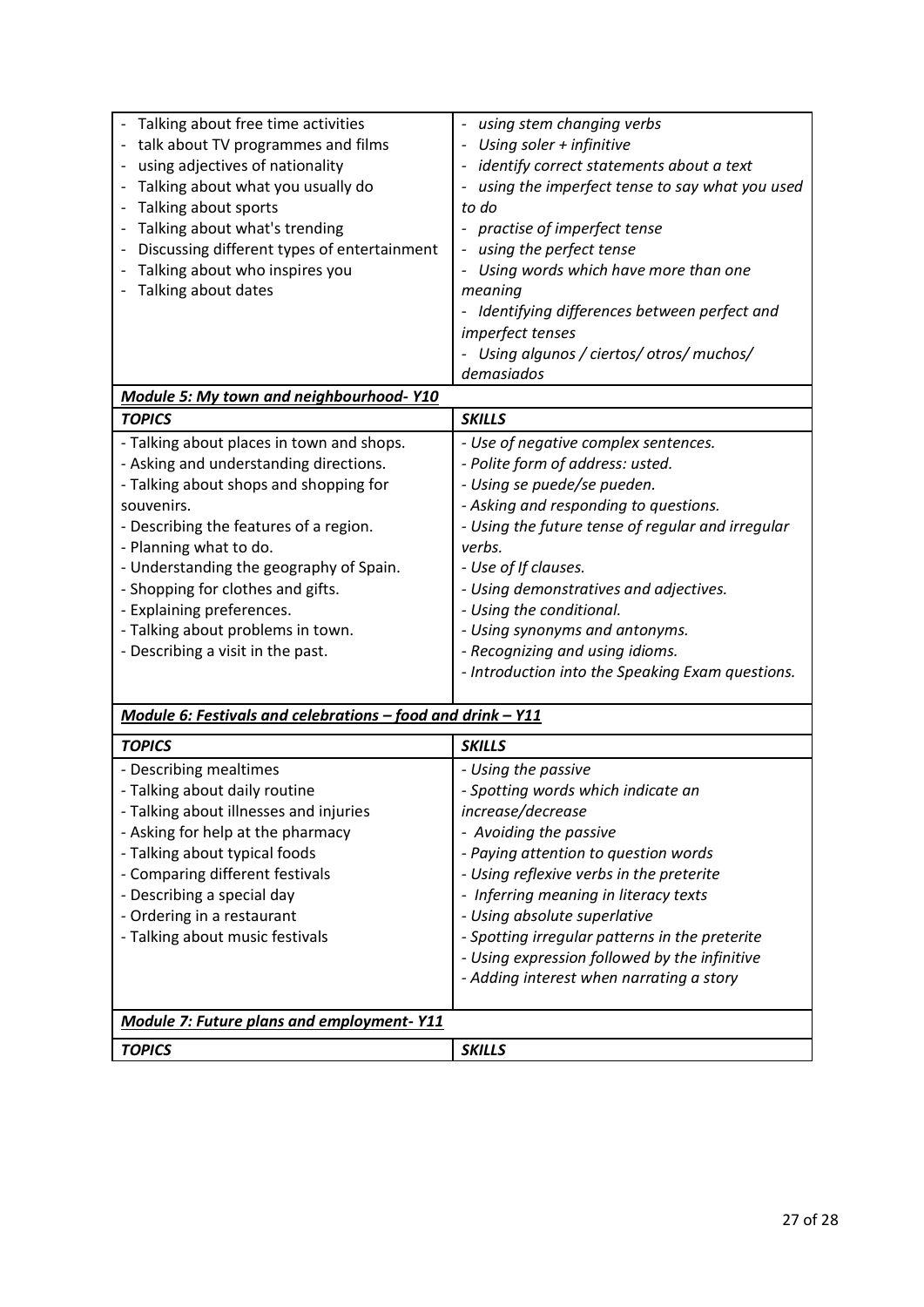| | |
|---|---|
| - Talking about free time activities<br>- talk about TV programmes and films<br>- using adjectives of nationality<br>- Talking about what you usually do<br>- Talking about sports<br>- Talking about what's trending<br>- Discussing different types of entertainment<br>- Talking about who inspires you<br>- Talking about dates | - *using stem changing verbs*<br>- *Using soler + infinitive*<br>- *identify correct statements about a text*<br>- *using the imperfect tense to say what you used to do*<br>- *practise of imperfect tense*<br>- *using the perfect tense*<br>- *Using words which have more than one meaning*<br>- *Identifying differences between perfect and imperfect tenses*<br>- *Using algunos / ciertos/ otros/ muchos/ demasiados* |
| ***Module 5: My town and neighbourhood- Y10*** | |
| ***TOPICS*** | ***SKILLS*** |
| - Talking about places in town and shops.<br>- Asking and understanding directions.<br>- Talking about shops and shopping for souvenirs.<br>- Describing the features of a region.<br>- Planning what to do.<br>- Understanding the geography of Spain.<br>- Shopping for clothes and gifts.<br>- Explaining preferences.<br>- Talking about problems in town.<br>- Describing a visit in the past. | - *Use of negative complex sentences.*<br>- *Polite form of address: usted.*<br>- *Using se puede/se pueden.*<br>- *Asking and responding to questions.*<br>- *Using the future tense of regular and irregular verbs.*<br>- *Use of If clauses.*<br>- *Using demonstratives and adjectives.*<br>- *Using the conditional.*<br>- *Using synonyms and antonyms.*<br>- *Recognizing and using idioms.*<br>- *Introduction into the Speaking Exam questions.* |
| ***Module 6: Festivals and celebrations – food and drink – Y11*** | |
| ***TOPICS*** | ***SKILLS*** |
| - Describing mealtimes<br>- Talking about daily routine<br>- Talking about illnesses and injuries<br>- Asking for help at the pharmacy<br>- Talking about typical foods<br>- Comparing different festivals<br>- Describing a special day<br>- Ordering in a restaurant<br>- Talking about music festivals | - *Using the passive*<br>- *Spotting words which indicate an increase/decrease*<br>- *Avoiding the passive*<br>- *Paying attention to question words*<br>- *Using reflexive verbs in the preterite*<br>- *Inferring meaning in literacy texts*<br>- *Using absolute superlative*<br>- *Spotting irregular patterns in the preterite*<br>- *Using expression followed by the infinitive*<br>- *Adding interest when narrating a story* |
| ***Module 7: Future plans and employment- Y11*** | |
| ***TOPICS*** | ***SKILLS*** |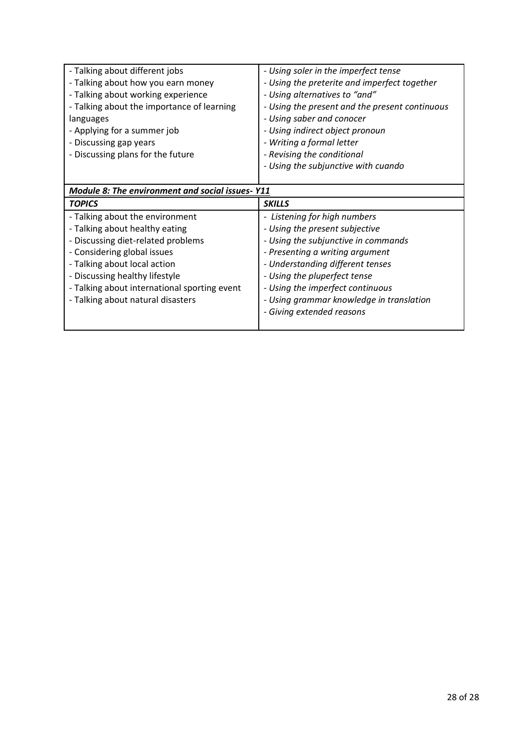| | |
|---|---|
| - Talking about different jobs<br>- Talking about how you earn money<br>- Talking about working experience<br>- Talking about the importance of learning languages<br>- Applying for a summer job<br>- Discussing gap years<br>- Discussing plans for the future | *- Using soler in the imperfect tense*<br>*- Using the preterite and imperfect together*<br>*- Using alternatives to "and"*<br>*- Using the present and the present continuous*<br>*- Using saber and conocer*<br>*- Using indirect object pronoun*<br>*- Writing a formal letter*<br>*- Revising the conditional*<br>*- Using the subjunctive with cuando* |

| ***Module 8: The environment and social issues- Y11*** | |
|---|---|
| ***TOPICS*** | ***SKILLS*** |
| - Talking about the environment<br>- Talking about healthy eating<br>- Discussing diet-related problems<br>- Considering global issues<br>- Talking about local action<br>- Discussing healthy lifestyle<br>- Talking about international sporting event<br>- Talking about natural disasters | *- Listening for high numbers*<br>*- Using the present subjective*<br>*- Using the subjunctive in commands*<br>*- Presenting a writing argument*<br>*- Understanding different tenses*<br>*- Using the pluperfect tense*<br>*- Using the imperfect continuous*<br>*- Using grammar knowledge in translation*<br>*- Giving extended reasons* |